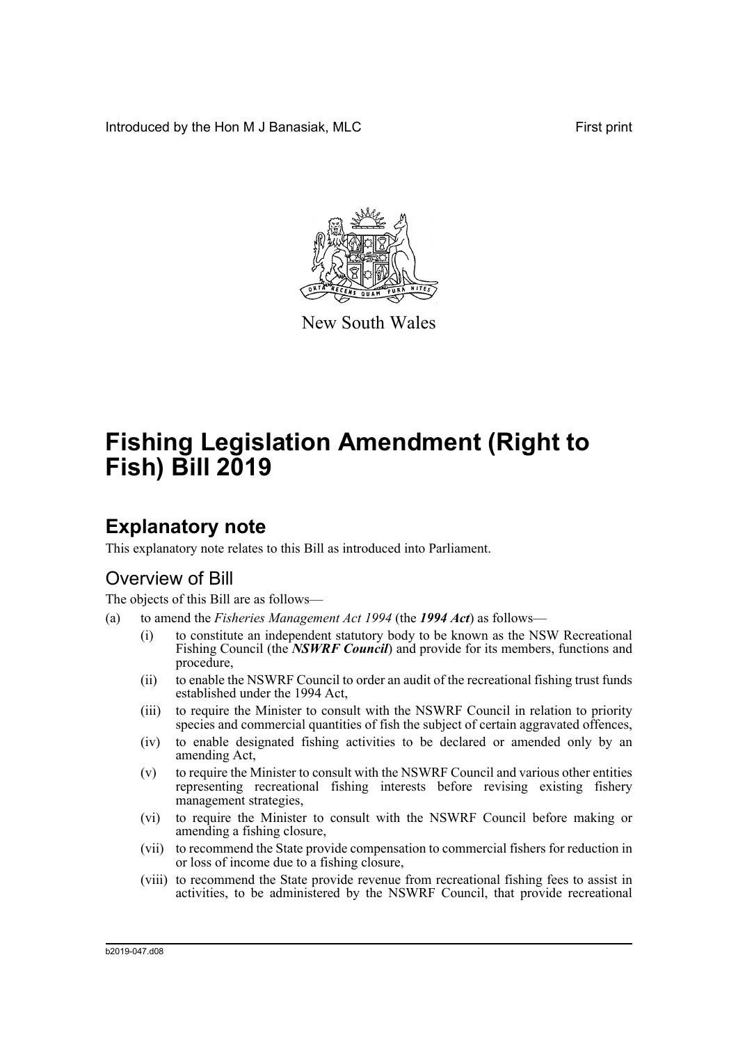Introduced by the Hon M J Banasiak, MLC

First print

New South Wales

# Fishing Legislation Amendment (Right to Fish) Bill 2019

## Explanatory note

This explanatory note relates to this Bill as introduced into Parliament.

### Overview of Bill

The objects of this Bill are as follows—

(a) to amend the *Fisheries Management Act 1994* (the ***1994 Act***) as follows—

  (i) to constitute an independent statutory body to be known as the NSW Recreational Fishing Council (the ***NSWRF Council***) and provide for its members, functions and procedure,

  (ii) to enable the NSWRF Council to order an audit of the recreational fishing trust funds established under the 1994 Act,

  (iii) to require the Minister to consult with the NSWRF Council in relation to priority species and commercial quantities of fish the subject of certain aggravated offences,

  (iv) to enable designated fishing activities to be declared or amended only by an amending Act,

  (v) to require the Minister to consult with the NSWRF Council and various other entities representing recreational fishing interests before revising existing fishery management strategies,

  (vi) to require the Minister to consult with the NSWRF Council before making or amending a fishing closure,

  (vii) to recommend the State provide compensation to commercial fishers for reduction in or loss of income due to a fishing closure,

  (viii) to recommend the State provide revenue from recreational fishing fees to assist in activities, to be administered by the NSWRF Council, that provide recreational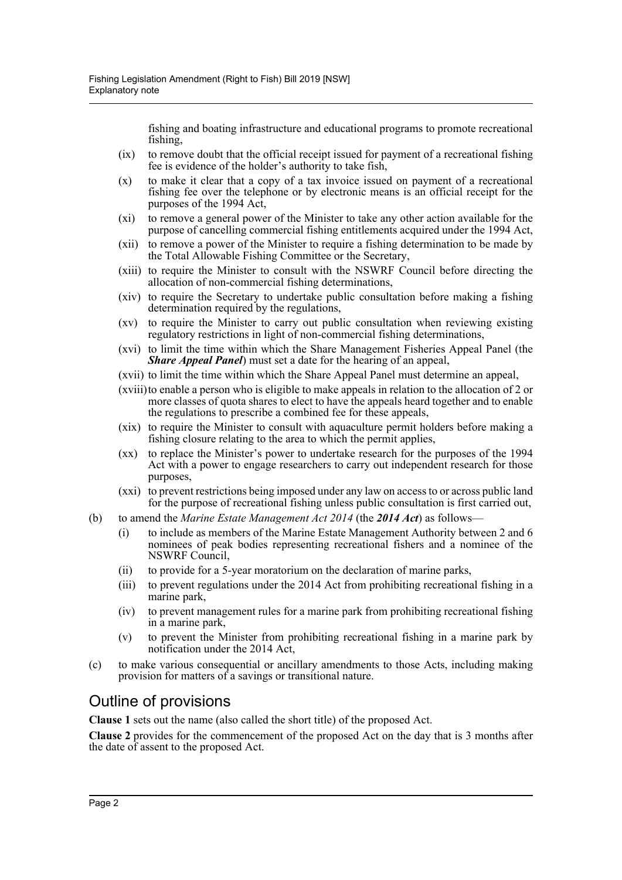fishing and boating infrastructure and educational programs to promote recreational fishing,

- (ix) to remove doubt that the official receipt issued for payment of a recreational fishing fee is evidence of the holder's authority to take fish,
- (x) to make it clear that a copy of a tax invoice issued on payment of a recreational fishing fee over the telephone or by electronic means is an official receipt for the purposes of the 1994 Act,
- (xi) to remove a general power of the Minister to take any other action available for the purpose of cancelling commercial fishing entitlements acquired under the 1994 Act,
- (xii) to remove a power of the Minister to require a fishing determination to be made by the Total Allowable Fishing Committee or the Secretary,
- (xiii) to require the Minister to consult with the NSWRF Council before directing the allocation of non-commercial fishing determinations,
- (xiv) to require the Secretary to undertake public consultation before making a fishing determination required by the regulations,
- (xv) to require the Minister to carry out public consultation when reviewing existing regulatory restrictions in light of non-commercial fishing determinations,
- (xvi) to limit the time within which the Share Management Fisheries Appeal Panel (the ***Share Appeal Panel***) must set a date for the hearing of an appeal,
- (xvii) to limit the time within which the Share Appeal Panel must determine an appeal,
- (xviii) to enable a person who is eligible to make appeals in relation to the allocation of 2 or more classes of quota shares to elect to have the appeals heard together and to enable the regulations to prescribe a combined fee for these appeals,
- (xix) to require the Minister to consult with aquaculture permit holders before making a fishing closure relating to the area to which the permit applies,
- (xx) to replace the Minister's power to undertake research for the purposes of the 1994 Act with a power to engage researchers to carry out independent research for those purposes,
- (xxi) to prevent restrictions being imposed under any law on access to or across public land for the purpose of recreational fishing unless public consultation is first carried out,

(b) to amend the *Marine Estate Management Act 2014* (the ***2014 Act***) as follows—

- (i) to include as members of the Marine Estate Management Authority between 2 and 6 nominees of peak bodies representing recreational fishers and a nominee of the NSWRF Council,
- (ii) to provide for a 5-year moratorium on the declaration of marine parks,
- (iii) to prevent regulations under the 2014 Act from prohibiting recreational fishing in a marine park,
- (iv) to prevent management rules for a marine park from prohibiting recreational fishing in a marine park,
- (v) to prevent the Minister from prohibiting recreational fishing in a marine park by notification under the 2014 Act,

(c) to make various consequential or ancillary amendments to those Acts, including making provision for matters of a savings or transitional nature.

## Outline of provisions

**Clause 1** sets out the name (also called the short title) of the proposed Act.

**Clause 2** provides for the commencement of the proposed Act on the day that is 3 months after the date of assent to the proposed Act.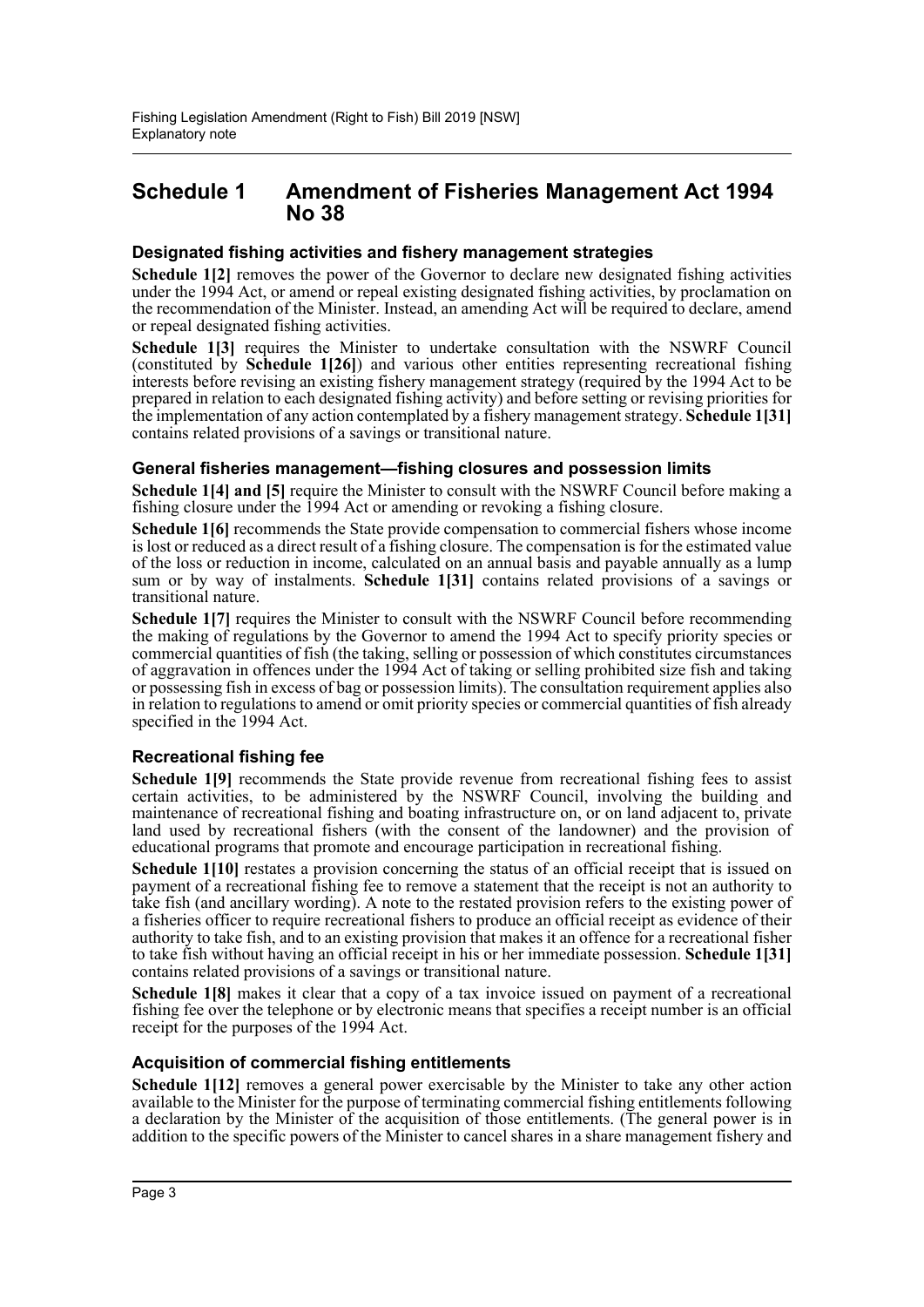## Schedule 1 Amendment of Fisheries Management Act 1994 No 38

### Designated fishing activities and fishery management strategies

**Schedule 1[2]** removes the power of the Governor to declare new designated fishing activities under the 1994 Act, or amend or repeal existing designated fishing activities, by proclamation on the recommendation of the Minister. Instead, an amending Act will be required to declare, amend or repeal designated fishing activities.

**Schedule 1[3]** requires the Minister to undertake consultation with the NSWRF Council (constituted by **Schedule 1[26]**) and various other entities representing recreational fishing interests before revising an existing fishery management strategy (required by the 1994 Act to be prepared in relation to each designated fishing activity) and before setting or revising priorities for the implementation of any action contemplated by a fishery management strategy. **Schedule 1[31]** contains related provisions of a savings or transitional nature.

### General fisheries management—fishing closures and possession limits

**Schedule 1[4] and [5]** require the Minister to consult with the NSWRF Council before making a fishing closure under the 1994 Act or amending or revoking a fishing closure.

**Schedule 1[6]** recommends the State provide compensation to commercial fishers whose income is lost or reduced as a direct result of a fishing closure. The compensation is for the estimated value of the loss or reduction in income, calculated on an annual basis and payable annually as a lump sum or by way of instalments. **Schedule 1[31]** contains related provisions of a savings or transitional nature.

**Schedule 1[7]** requires the Minister to consult with the NSWRF Council before recommending the making of regulations by the Governor to amend the 1994 Act to specify priority species or commercial quantities of fish (the taking, selling or possession of which constitutes circumstances of aggravation in offences under the 1994 Act of taking or selling prohibited size fish and taking or possessing fish in excess of bag or possession limits). The consultation requirement applies also in relation to regulations to amend or omit priority species or commercial quantities of fish already specified in the 1994 Act.

### Recreational fishing fee

**Schedule 1[9]** recommends the State provide revenue from recreational fishing fees to assist certain activities, to be administered by the NSWRF Council, involving the building and maintenance of recreational fishing and boating infrastructure on, or on land adjacent to, private land used by recreational fishers (with the consent of the landowner) and the provision of educational programs that promote and encourage participation in recreational fishing.

**Schedule 1[10]** restates a provision concerning the status of an official receipt that is issued on payment of a recreational fishing fee to remove a statement that the receipt is not an authority to take fish (and ancillary wording). A note to the restated provision refers to the existing power of a fisheries officer to require recreational fishers to produce an official receipt as evidence of their authority to take fish, and to an existing provision that makes it an offence for a recreational fisher to take fish without having an official receipt in his or her immediate possession. **Schedule 1[31]** contains related provisions of a savings or transitional nature.

**Schedule 1[8]** makes it clear that a copy of a tax invoice issued on payment of a recreational fishing fee over the telephone or by electronic means that specifies a receipt number is an official receipt for the purposes of the 1994 Act.

### Acquisition of commercial fishing entitlements

**Schedule 1[12]** removes a general power exercisable by the Minister to take any other action available to the Minister for the purpose of terminating commercial fishing entitlements following a declaration by the Minister of the acquisition of those entitlements. (The general power is in addition to the specific powers of the Minister to cancel shares in a share management fishery and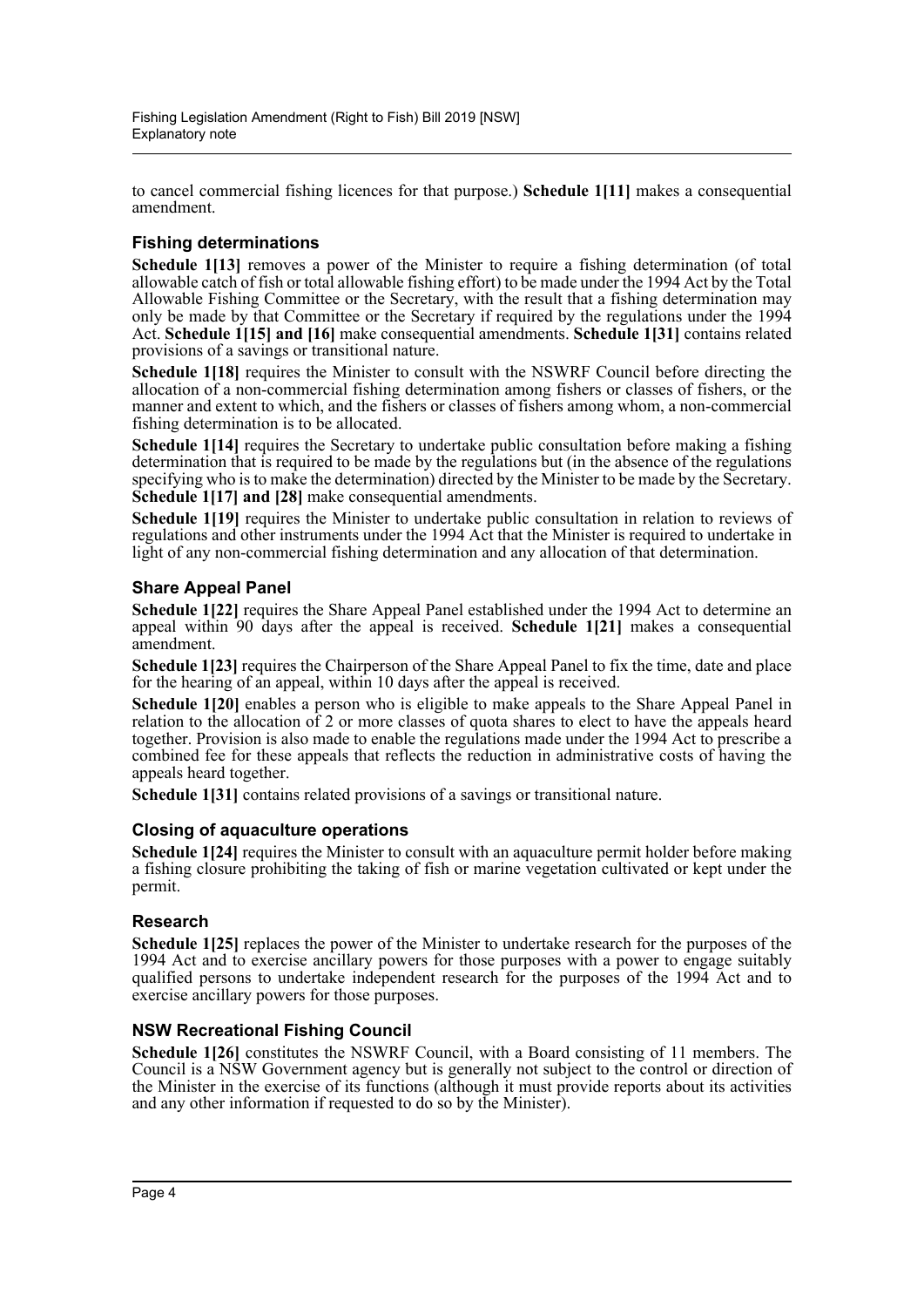to cancel commercial fishing licences for that purpose.) **Schedule 1[11]** makes a consequential amendment.

### Fishing determinations

**Schedule 1[13]** removes a power of the Minister to require a fishing determination (of total allowable catch of fish or total allowable fishing effort) to be made under the 1994 Act by the Total Allowable Fishing Committee or the Secretary, with the result that a fishing determination may only be made by that Committee or the Secretary if required by the regulations under the 1994 Act. **Schedule 1[15] and [16]** make consequential amendments. **Schedule 1[31]** contains related provisions of a savings or transitional nature.

**Schedule 1[18]** requires the Minister to consult with the NSWRF Council before directing the allocation of a non-commercial fishing determination among fishers or classes of fishers, or the manner and extent to which, and the fishers or classes of fishers among whom, a non-commercial fishing determination is to be allocated.

**Schedule 1[14]** requires the Secretary to undertake public consultation before making a fishing determination that is required to be made by the regulations but (in the absence of the regulations specifying who is to make the determination) directed by the Minister to be made by the Secretary. **Schedule 1[17] and [28]** make consequential amendments.

**Schedule 1[19]** requires the Minister to undertake public consultation in relation to reviews of regulations and other instruments under the 1994 Act that the Minister is required to undertake in light of any non-commercial fishing determination and any allocation of that determination.

### Share Appeal Panel

**Schedule 1[22]** requires the Share Appeal Panel established under the 1994 Act to determine an appeal within 90 days after the appeal is received. **Schedule 1[21]** makes a consequential amendment.

**Schedule 1[23]** requires the Chairperson of the Share Appeal Panel to fix the time, date and place for the hearing of an appeal, within 10 days after the appeal is received.

**Schedule 1[20]** enables a person who is eligible to make appeals to the Share Appeal Panel in relation to the allocation of 2 or more classes of quota shares to elect to have the appeals heard together. Provision is also made to enable the regulations made under the 1994 Act to prescribe a combined fee for these appeals that reflects the reduction in administrative costs of having the appeals heard together.

**Schedule 1[31]** contains related provisions of a savings or transitional nature.

### Closing of aquaculture operations

**Schedule 1[24]** requires the Minister to consult with an aquaculture permit holder before making a fishing closure prohibiting the taking of fish or marine vegetation cultivated or kept under the permit.

### Research

**Schedule 1[25]** replaces the power of the Minister to undertake research for the purposes of the 1994 Act and to exercise ancillary powers for those purposes with a power to engage suitably qualified persons to undertake independent research for the purposes of the 1994 Act and to exercise ancillary powers for those purposes.

### NSW Recreational Fishing Council

**Schedule 1[26]** constitutes the NSWRF Council, with a Board consisting of 11 members. The Council is a NSW Government agency but is generally not subject to the control or direction of the Minister in the exercise of its functions (although it must provide reports about its activities and any other information if requested to do so by the Minister).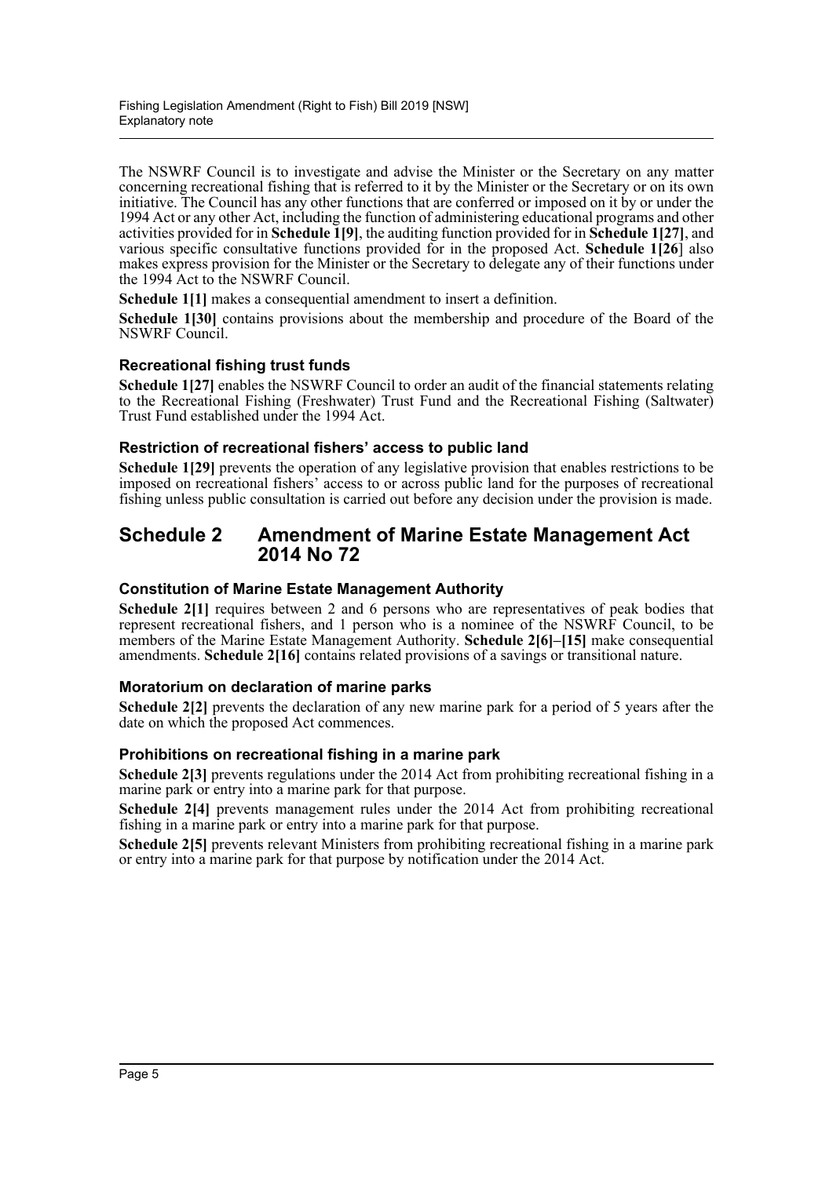The NSWRF Council is to investigate and advise the Minister or the Secretary on any matter concerning recreational fishing that is referred to it by the Minister or the Secretary or on its own initiative. The Council has any other functions that are conferred or imposed on it by or under the 1994 Act or any other Act, including the function of administering educational programs and other activities provided for in **Schedule 1[9]**, the auditing function provided for in **Schedule 1[27]**, and various specific consultative functions provided for in the proposed Act. **Schedule 1[26]** also makes express provision for the Minister or the Secretary to delegate any of their functions under the 1994 Act to the NSWRF Council.

**Schedule 1[1]** makes a consequential amendment to insert a definition.

**Schedule 1[30]** contains provisions about the membership and procedure of the Board of the NSWRF Council.

### Recreational fishing trust funds

**Schedule 1[27]** enables the NSWRF Council to order an audit of the financial statements relating to the Recreational Fishing (Freshwater) Trust Fund and the Recreational Fishing (Saltwater) Trust Fund established under the 1994 Act.

### Restriction of recreational fishers' access to public land

**Schedule 1[29]** prevents the operation of any legislative provision that enables restrictions to be imposed on recreational fishers' access to or across public land for the purposes of recreational fishing unless public consultation is carried out before any decision under the provision is made.

## Schedule 2 Amendment of Marine Estate Management Act 2014 No 72

### Constitution of Marine Estate Management Authority

**Schedule 2[1]** requires between 2 and 6 persons who are representatives of peak bodies that represent recreational fishers, and 1 person who is a nominee of the NSWRF Council, to be members of the Marine Estate Management Authority. **Schedule 2[6]–[15]** make consequential amendments. **Schedule 2[16]** contains related provisions of a savings or transitional nature.

### Moratorium on declaration of marine parks

**Schedule 2[2]** prevents the declaration of any new marine park for a period of 5 years after the date on which the proposed Act commences.

### Prohibitions on recreational fishing in a marine park

**Schedule 2[3]** prevents regulations under the 2014 Act from prohibiting recreational fishing in a marine park or entry into a marine park for that purpose.

**Schedule 2[4]** prevents management rules under the 2014 Act from prohibiting recreational fishing in a marine park or entry into a marine park for that purpose.

**Schedule 2[5]** prevents relevant Ministers from prohibiting recreational fishing in a marine park or entry into a marine park for that purpose by notification under the 2014 Act.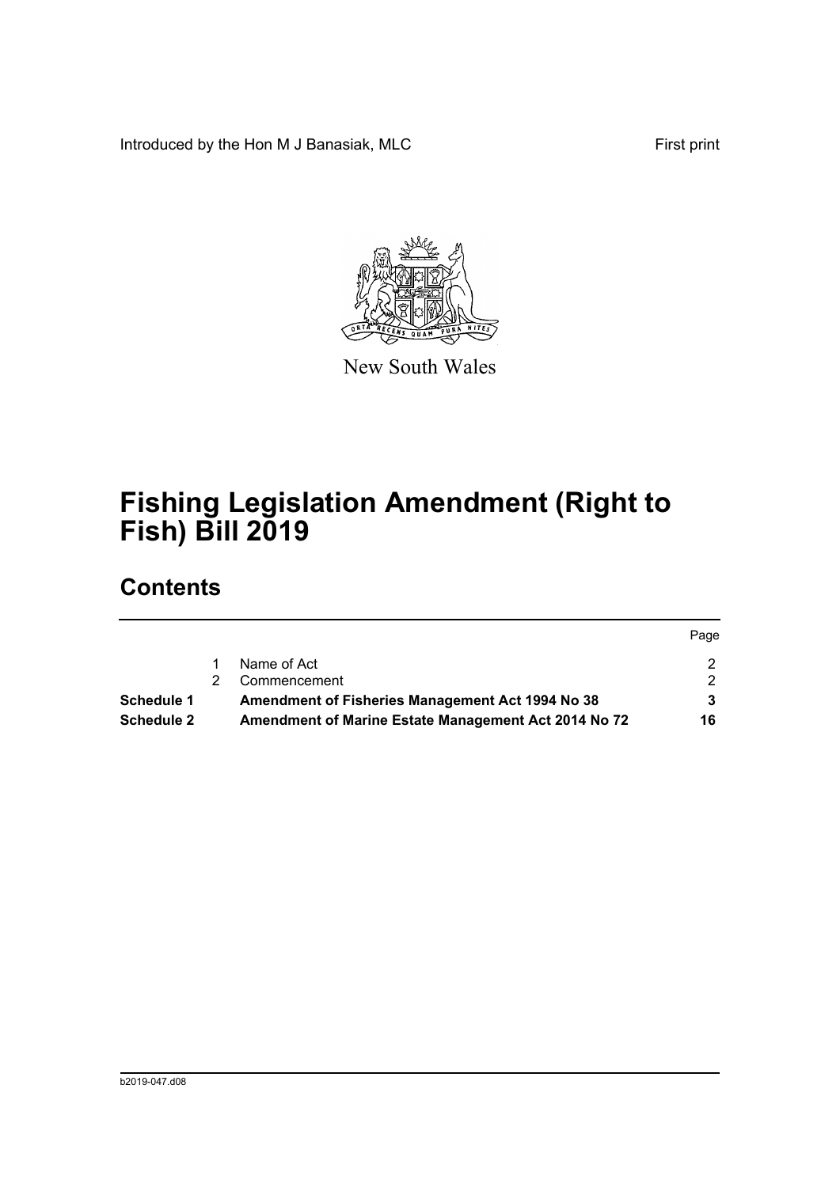Introduced by the Hon M J Banasiak, MLC

First print

New South Wales

# Fishing Legislation Amendment (Right to Fish) Bill 2019

## Contents

| | | | Page |
|---|---|---|---|
| | 1 | Name of Act | 2 |
| | 2 | Commencement | 2 |
| **Schedule 1** | | **Amendment of Fisheries Management Act 1994 No 38** | **3** |
| **Schedule 2** | | **Amendment of Marine Estate Management Act 2014 No 72** | **16** |

b2019-047.d08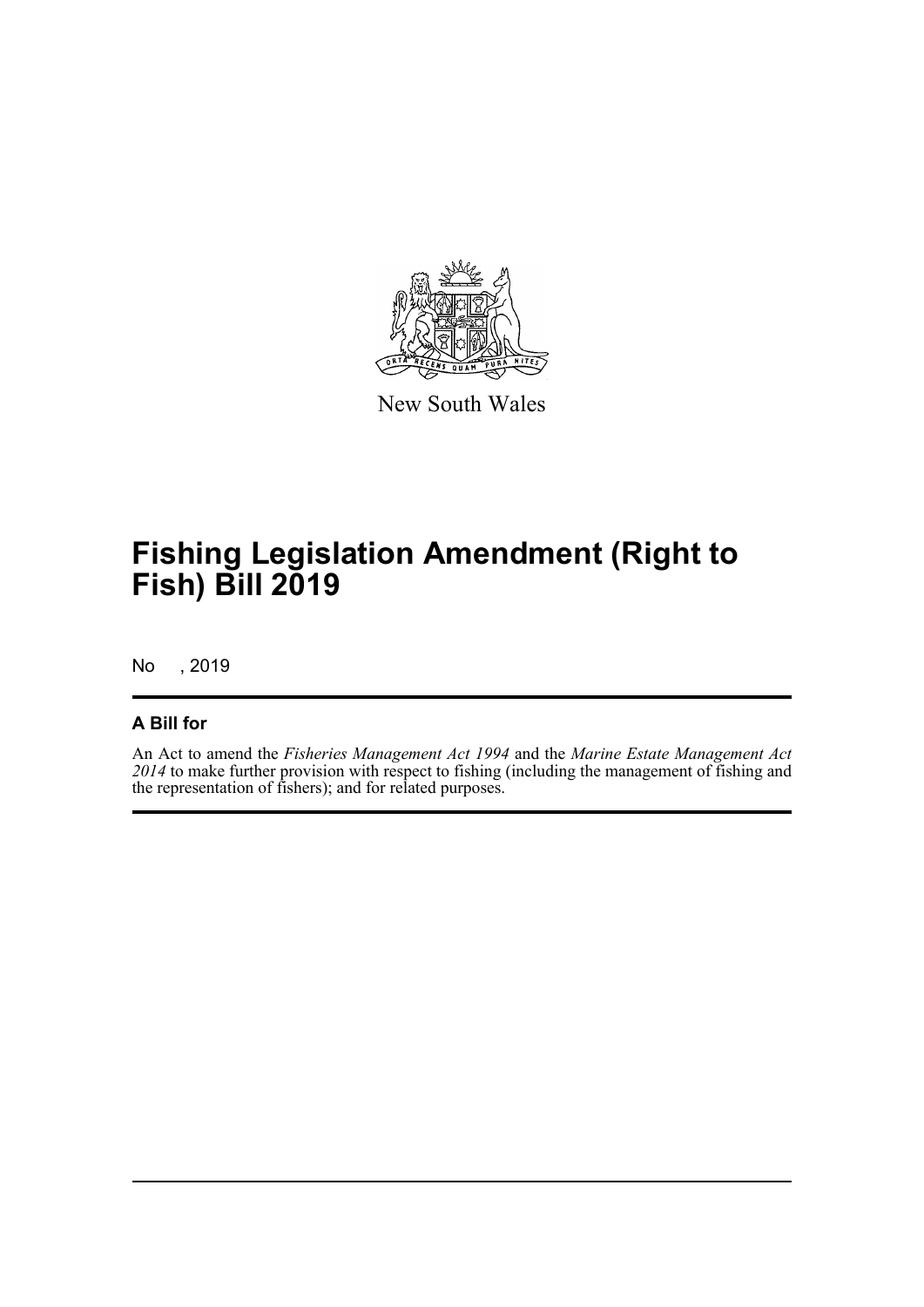New South Wales

# Fishing Legislation Amendment (Right to Fish) Bill 2019

No , 2019

## A Bill for

An Act to amend the *Fisheries Management Act 1994* and the *Marine Estate Management Act 2014* to make further provision with respect to fishing (including the management of fishing and the representation of fishers); and for related purposes.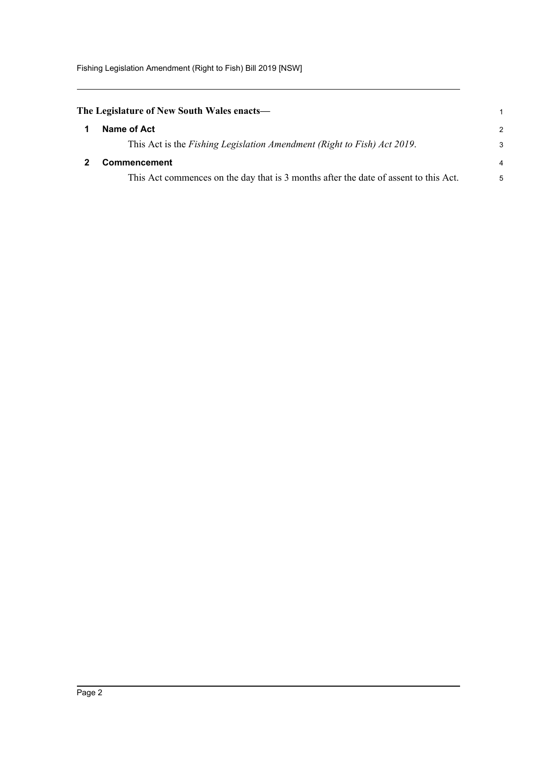**The Legislature of New South Wales enacts—**

## 1 Name of Act

This Act is the *Fishing Legislation Amendment (Right to Fish) Act 2019*.

## 2 Commencement

This Act commences on the day that is 3 months after the date of assent to this Act.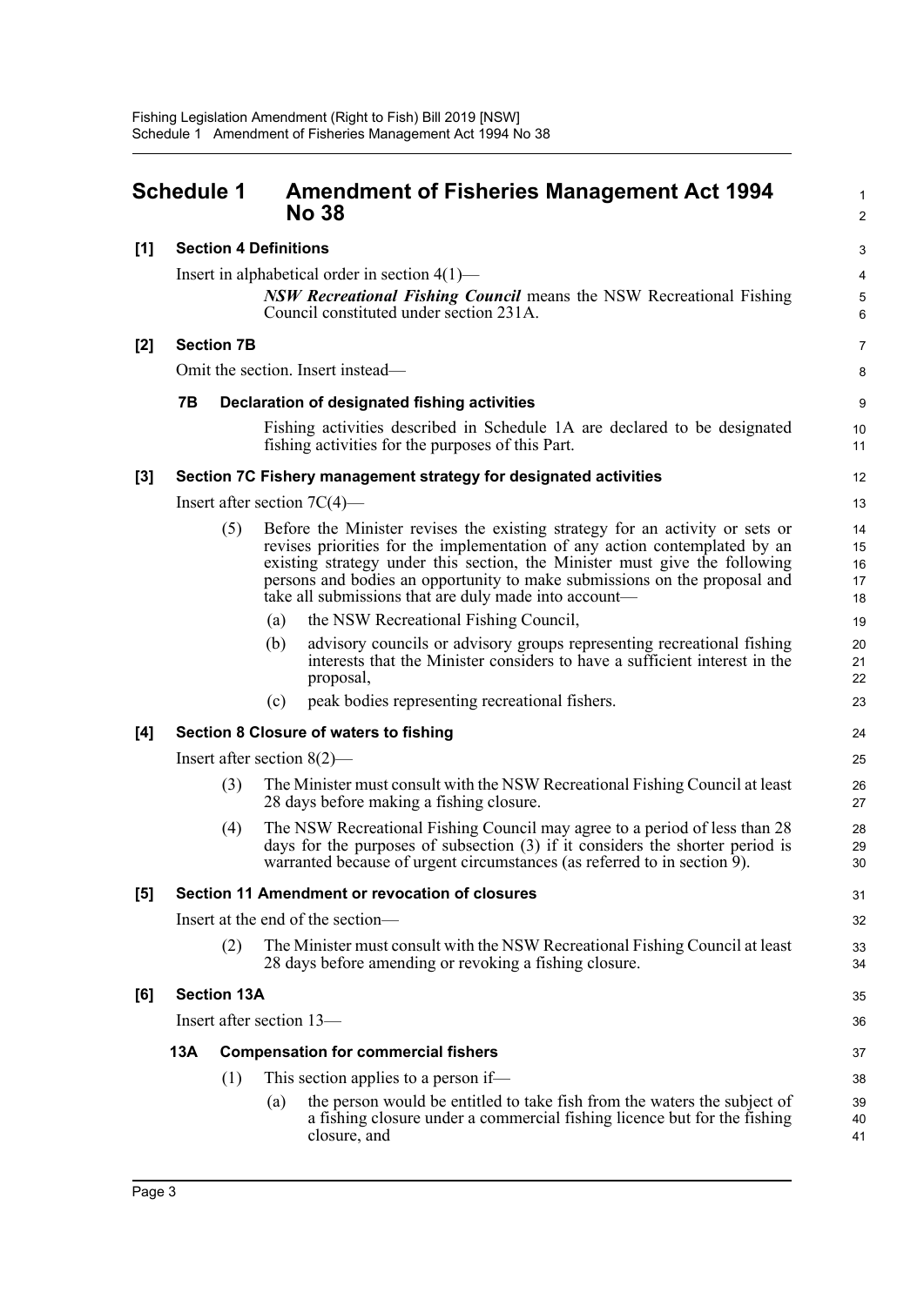# Schedule 1 Amendment of Fisheries Management Act 1994 No 38

**[1] Section 4 Definitions**

Insert in alphabetical order in section 4(1)—

> ***NSW Recreational Fishing Council*** means the NSW Recreational Fishing Council constituted under section 231A.

**[2] Section 7B**

Omit the section. Insert instead—

**7B Declaration of designated fishing activities**

Fishing activities described in Schedule 1A are declared to be designated fishing activities for the purposes of this Part.

**[3] Section 7C Fishery management strategy for designated activities**

Insert after section 7C(4)—

(5) Before the Minister revises the existing strategy for an activity or sets or revises priorities for the implementation of any action contemplated by an existing strategy under this section, the Minister must give the following persons and bodies an opportunity to make submissions on the proposal and take all submissions that are duly made into account—

(a) the NSW Recreational Fishing Council,

(b) advisory councils or advisory groups representing recreational fishing interests that the Minister considers to have a sufficient interest in the proposal,

(c) peak bodies representing recreational fishers.

**[4] Section 8 Closure of waters to fishing**

Insert after section 8(2)—

(3) The Minister must consult with the NSW Recreational Fishing Council at least 28 days before making a fishing closure.

(4) The NSW Recreational Fishing Council may agree to a period of less than 28 days for the purposes of subsection (3) if it considers the shorter period is warranted because of urgent circumstances (as referred to in section 9).

**[5] Section 11 Amendment or revocation of closures**

Insert at the end of the section—

(2) The Minister must consult with the NSW Recreational Fishing Council at least 28 days before amending or revoking a fishing closure.

**[6] Section 13A**

Insert after section 13—

**13A Compensation for commercial fishers**

(1) This section applies to a person if—

(a) the person would be entitled to take fish from the waters the subject of a fishing closure under a commercial fishing licence but for the fishing closure, and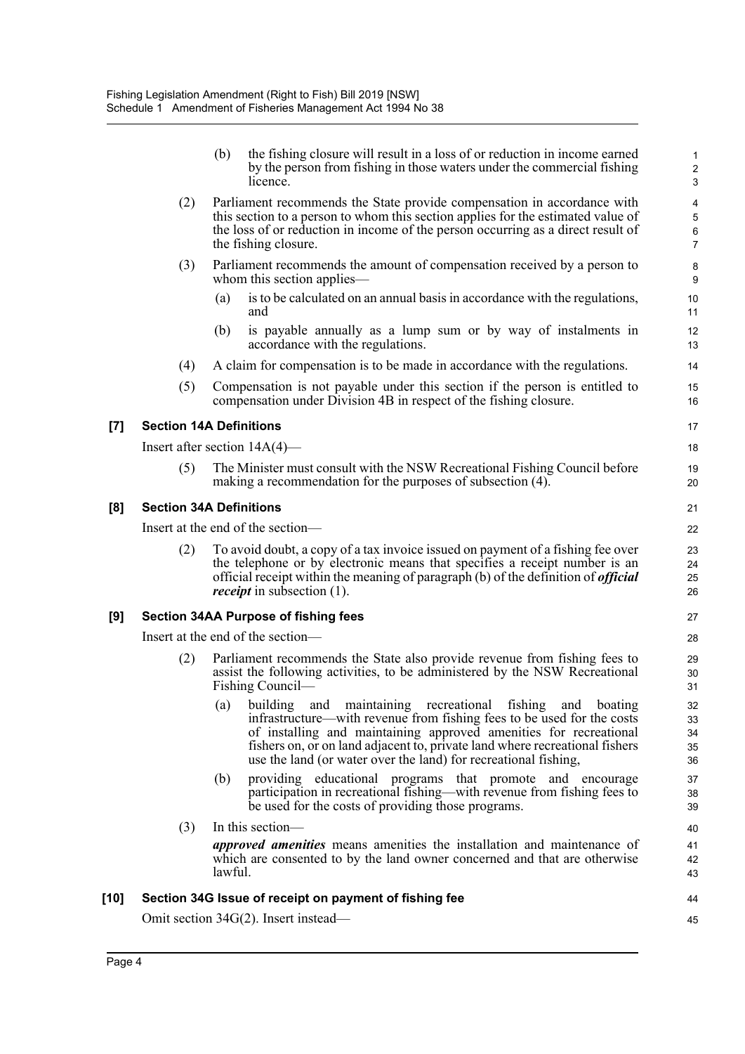(b) the fishing closure will result in a loss of or reduction in income earned by the person from fishing in those waters under the commercial fishing licence.

(2) Parliament recommends the State provide compensation in accordance with this section to a person to whom this section applies for the estimated value of the loss of or reduction in income of the person occurring as a direct result of the fishing closure.

(3) Parliament recommends the amount of compensation received by a person to whom this section applies—

(a) is to be calculated on an annual basis in accordance with the regulations, and

(b) is payable annually as a lump sum or by way of instalments in accordance with the regulations.

(4) A claim for compensation is to be made in accordance with the regulations.

(5) Compensation is not payable under this section if the person is entitled to compensation under Division 4B in respect of the fishing closure.

### [7] Section 14A Definitions

Insert after section 14A(4)—

(5) The Minister must consult with the NSW Recreational Fishing Council before making a recommendation for the purposes of subsection (4).

### [8] Section 34A Definitions

Insert at the end of the section—

(2) To avoid doubt, a copy of a tax invoice issued on payment of a fishing fee over the telephone or by electronic means that specifies a receipt number is an official receipt within the meaning of paragraph (b) of the definition of ***official receipt*** in subsection (1).

### [9] Section 34AA Purpose of fishing fees

Insert at the end of the section—

(2) Parliament recommends the State also provide revenue from fishing fees to assist the following activities, to be administered by the NSW Recreational Fishing Council—

(a) building and maintaining recreational fishing and boating infrastructure—with revenue from fishing fees to be used for the costs of installing and maintaining approved amenities for recreational fishers on, or on land adjacent to, private land where recreational fishers use the land (or water over the land) for recreational fishing,

(b) providing educational programs that promote and encourage participation in recreational fishing—with revenue from fishing fees to be used for the costs of providing those programs.

(3) In this section—

***approved amenities*** means amenities the installation and maintenance of which are consented to by the land owner concerned and that are otherwise lawful.

### [10] Section 34G Issue of receipt on payment of fishing fee

Omit section 34G(2). Insert instead—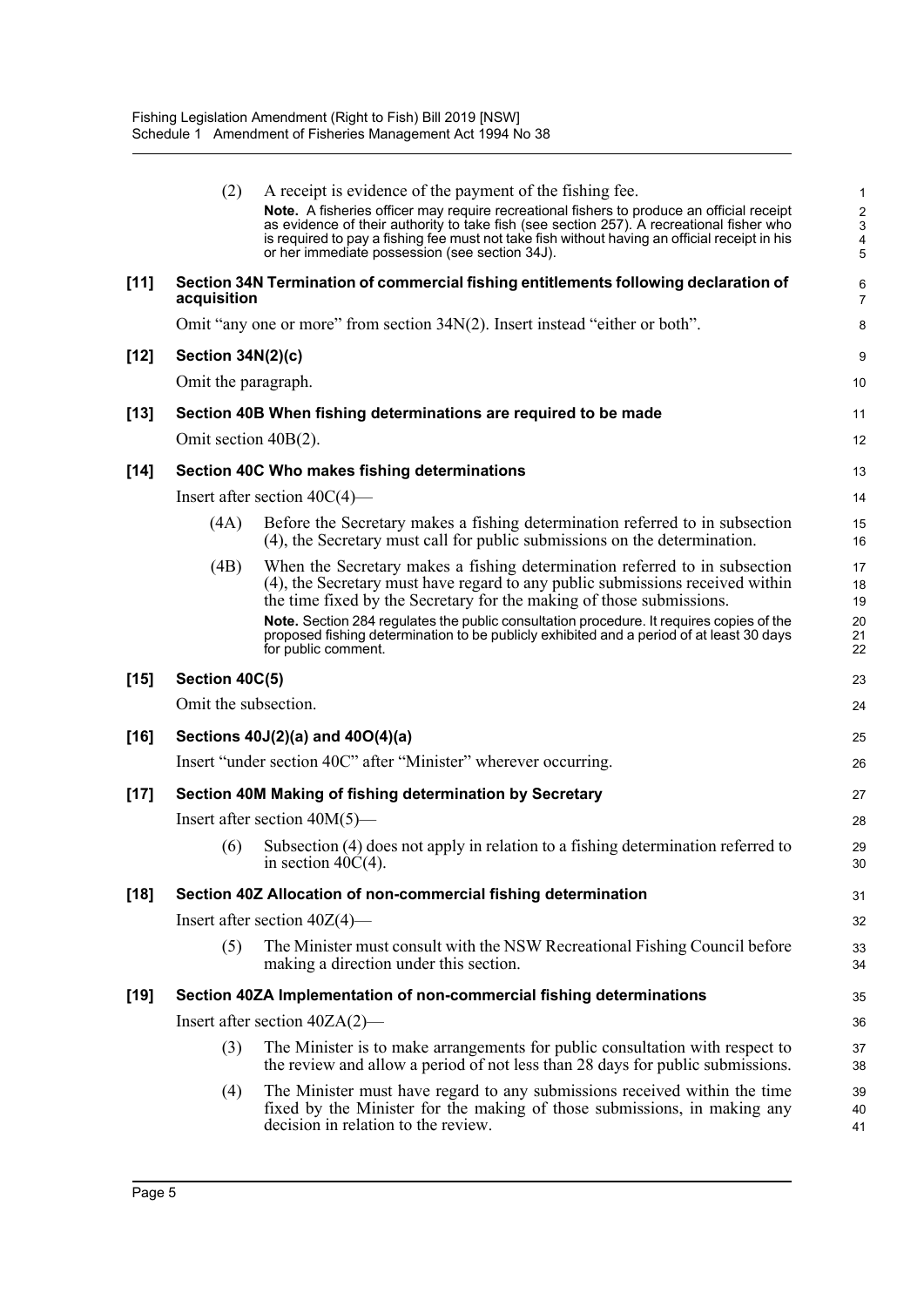(2) A receipt is evidence of the payment of the fishing fee.

**Note.** A fisheries officer may require recreational fishers to produce an official receipt as evidence of their authority to take fish (see section 257). A recreational fisher who is required to pay a fishing fee must not take fish without having an official receipt in his or her immediate possession (see section 34J).

**[11] Section 34N Termination of commercial fishing entitlements following declaration of acquisition**

Omit "any one or more" from section 34N(2). Insert instead "either or both".

**[12] Section 34N(2)(c)**

Omit the paragraph.

**[13] Section 40B When fishing determinations are required to be made**

Omit section 40B(2).

**[14] Section 40C Who makes fishing determinations**

Insert after section 40C(4)—

(4A) Before the Secretary makes a fishing determination referred to in subsection (4), the Secretary must call for public submissions on the determination.

(4B) When the Secretary makes a fishing determination referred to in subsection (4), the Secretary must have regard to any public submissions received within the time fixed by the Secretary for the making of those submissions.

**Note.** Section 284 regulates the public consultation procedure. It requires copies of the proposed fishing determination to be publicly exhibited and a period of at least 30 days for public comment.

**[15] Section 40C(5)**

Omit the subsection.

**[16] Sections 40J(2)(a) and 40O(4)(a)**

Insert "under section 40C" after "Minister" wherever occurring.

**[17] Section 40M Making of fishing determination by Secretary**

Insert after section 40M(5)—

(6) Subsection (4) does not apply in relation to a fishing determination referred to in section 40C(4).

**[18] Section 40Z Allocation of non-commercial fishing determination**

Insert after section 40Z(4)—

(5) The Minister must consult with the NSW Recreational Fishing Council before making a direction under this section.

**[19] Section 40ZA Implementation of non-commercial fishing determinations**

Insert after section 40ZA(2)—

(3) The Minister is to make arrangements for public consultation with respect to the review and allow a period of not less than 28 days for public submissions.

(4) The Minister must have regard to any submissions received within the time fixed by the Minister for the making of those submissions, in making any decision in relation to the review.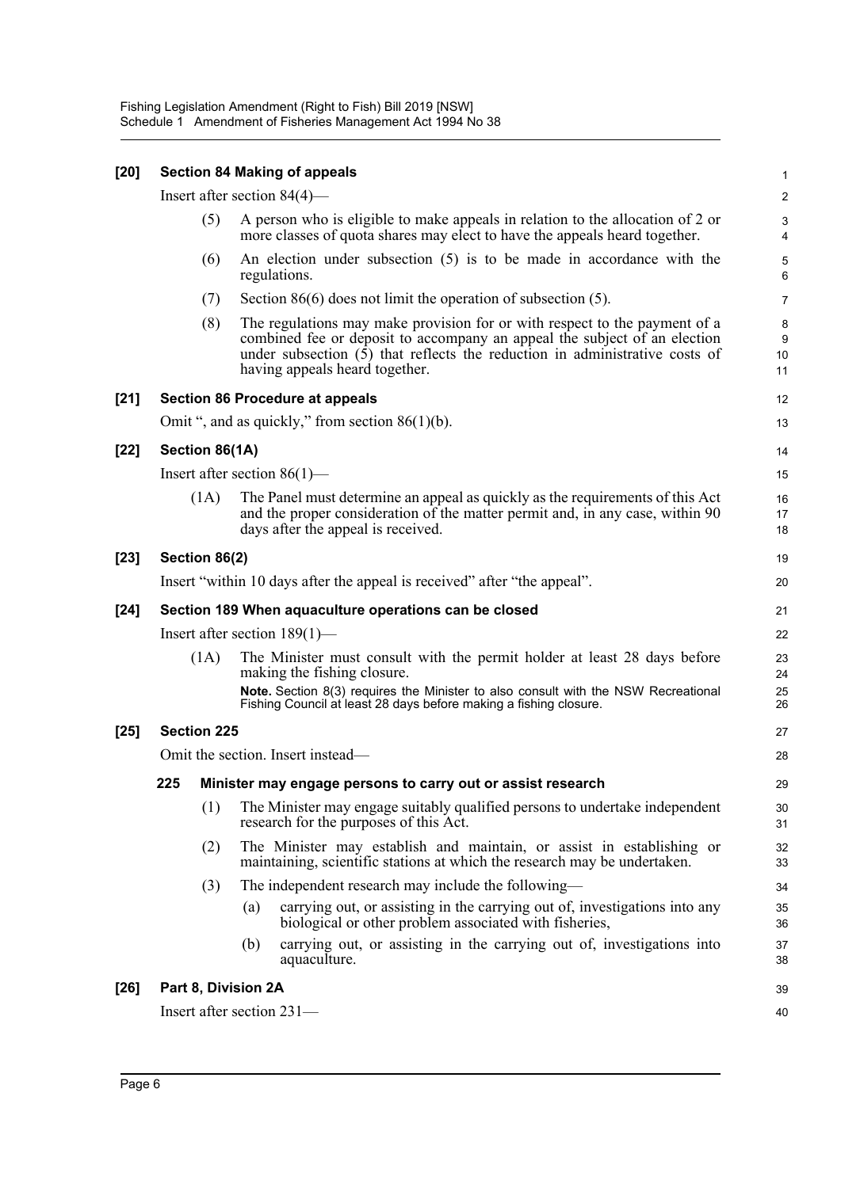**[20] Section 84 Making of appeals**

Insert after section 84(4)—

(5) A person who is eligible to make appeals in relation to the allocation of 2 or more classes of quota shares may elect to have the appeals heard together.

(6) An election under subsection (5) is to be made in accordance with the regulations.

(7) Section 86(6) does not limit the operation of subsection (5).

(8) The regulations may make provision for or with respect to the payment of a combined fee or deposit to accompany an appeal the subject of an election under subsection (5) that reflects the reduction in administrative costs of having appeals heard together.

**[21] Section 86 Procedure at appeals**

Omit ", and as quickly," from section 86(1)(b).

**[22] Section 86(1A)**

Insert after section 86(1)—

(1A) The Panel must determine an appeal as quickly as the requirements of this Act and the proper consideration of the matter permit and, in any case, within 90 days after the appeal is received.

**[23] Section 86(2)**

Insert "within 10 days after the appeal is received" after "the appeal".

**[24] Section 189 When aquaculture operations can be closed**

Insert after section 189(1)—

(1A) The Minister must consult with the permit holder at least 28 days before making the fishing closure.

**Note.** Section 8(3) requires the Minister to also consult with the NSW Recreational Fishing Council at least 28 days before making a fishing closure.

**[25] Section 225**

Omit the section. Insert instead—

**225 Minister may engage persons to carry out or assist research**

(1) The Minister may engage suitably qualified persons to undertake independent research for the purposes of this Act.

(2) The Minister may establish and maintain, or assist in establishing or maintaining, scientific stations at which the research may be undertaken.

(3) The independent research may include the following—

(a) carrying out, or assisting in the carrying out of, investigations into any biological or other problem associated with fisheries,

(b) carrying out, or assisting in the carrying out of, investigations into aquaculture.

**[26] Part 8, Division 2A**

Insert after section 231—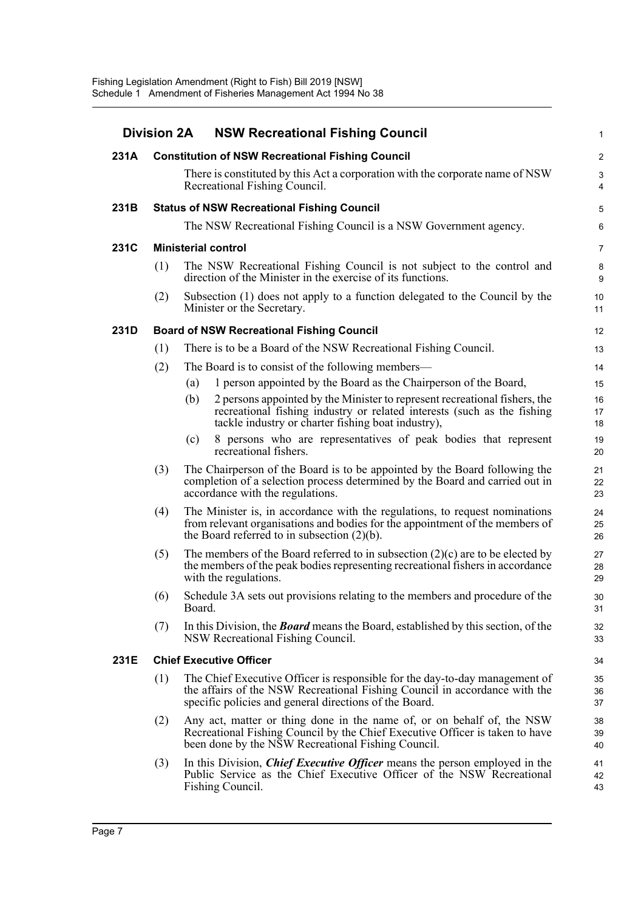## Division 2A NSW Recreational Fishing Council

### 231A Constitution of NSW Recreational Fishing Council

There is constituted by this Act a corporation with the corporate name of NSW Recreational Fishing Council.

### 231B Status of NSW Recreational Fishing Council

The NSW Recreational Fishing Council is a NSW Government agency.

### 231C Ministerial control

(1) The NSW Recreational Fishing Council is not subject to the control and direction of the Minister in the exercise of its functions.

(2) Subsection (1) does not apply to a function delegated to the Council by the Minister or the Secretary.

### 231D Board of NSW Recreational Fishing Council

(1) There is to be a Board of the NSW Recreational Fishing Council.

(2) The Board is to consist of the following members—

(a) 1 person appointed by the Board as the Chairperson of the Board,

(b) 2 persons appointed by the Minister to represent recreational fishers, the recreational fishing industry or related interests (such as the fishing tackle industry or charter fishing boat industry),

(c) 8 persons who are representatives of peak bodies that represent recreational fishers.

(3) The Chairperson of the Board is to be appointed by the Board following the completion of a selection process determined by the Board and carried out in accordance with the regulations.

(4) The Minister is, in accordance with the regulations, to request nominations from relevant organisations and bodies for the appointment of the members of the Board referred to in subsection (2)(b).

(5) The members of the Board referred to in subsection (2)(c) are to be elected by the members of the peak bodies representing recreational fishers in accordance with the regulations.

(6) Schedule 3A sets out provisions relating to the members and procedure of the Board.

(7) In this Division, the ***Board*** means the Board, established by this section, of the NSW Recreational Fishing Council.

### 231E Chief Executive Officer

(1) The Chief Executive Officer is responsible for the day-to-day management of the affairs of the NSW Recreational Fishing Council in accordance with the specific policies and general directions of the Board.

(2) Any act, matter or thing done in the name of, or on behalf of, the NSW Recreational Fishing Council by the Chief Executive Officer is taken to have been done by the NSW Recreational Fishing Council.

(3) In this Division, ***Chief Executive Officer*** means the person employed in the Public Service as the Chief Executive Officer of the NSW Recreational Fishing Council.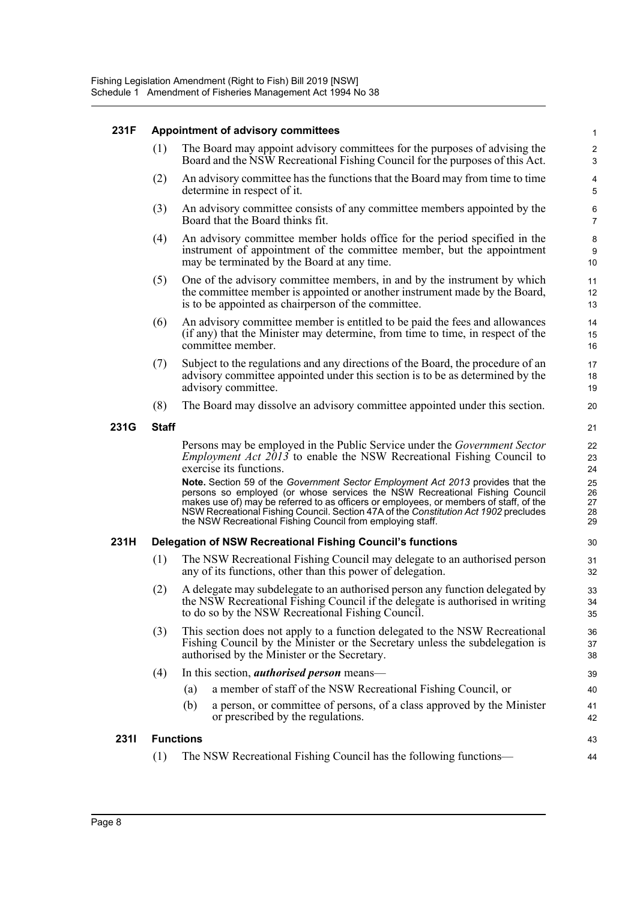### 231F Appointment of advisory committees

(1) The Board may appoint advisory committees for the purposes of advising the Board and the NSW Recreational Fishing Council for the purposes of this Act.

(2) An advisory committee has the functions that the Board may from time to time determine in respect of it.

(3) An advisory committee consists of any committee members appointed by the Board that the Board thinks fit.

(4) An advisory committee member holds office for the period specified in the instrument of appointment of the committee member, but the appointment may be terminated by the Board at any time.

(5) One of the advisory committee members, in and by the instrument by which the committee member is appointed or another instrument made by the Board, is to be appointed as chairperson of the committee.

(6) An advisory committee member is entitled to be paid the fees and allowances (if any) that the Minister may determine, from time to time, in respect of the committee member.

(7) Subject to the regulations and any directions of the Board, the procedure of an advisory committee appointed under this section is to be as determined by the advisory committee.

(8) The Board may dissolve an advisory committee appointed under this section.

### 231G Staff

Persons may be employed in the Public Service under the *Government Sector Employment Act 2013* to enable the NSW Recreational Fishing Council to exercise its functions.

**Note.** Section 59 of the *Government Sector Employment Act 2013* provides that the persons so employed (or whose services the NSW Recreational Fishing Council makes use of) may be referred to as officers or employees, or members of staff, of the NSW Recreational Fishing Council. Section 47A of the *Constitution Act 1902* precludes the NSW Recreational Fishing Council from employing staff.

### 231H Delegation of NSW Recreational Fishing Council's functions

(1) The NSW Recreational Fishing Council may delegate to an authorised person any of its functions, other than this power of delegation.

(2) A delegate may subdelegate to an authorised person any function delegated by the NSW Recreational Fishing Council if the delegate is authorised in writing to do so by the NSW Recreational Fishing Council.

(3) This section does not apply to a function delegated to the NSW Recreational Fishing Council by the Minister or the Secretary unless the subdelegation is authorised by the Minister or the Secretary.

(4) In this section, ***authorised person*** means—

(a) a member of staff of the NSW Recreational Fishing Council, or

(b) a person, or committee of persons, of a class approved by the Minister or prescribed by the regulations.

### 231I Functions

(1) The NSW Recreational Fishing Council has the following functions—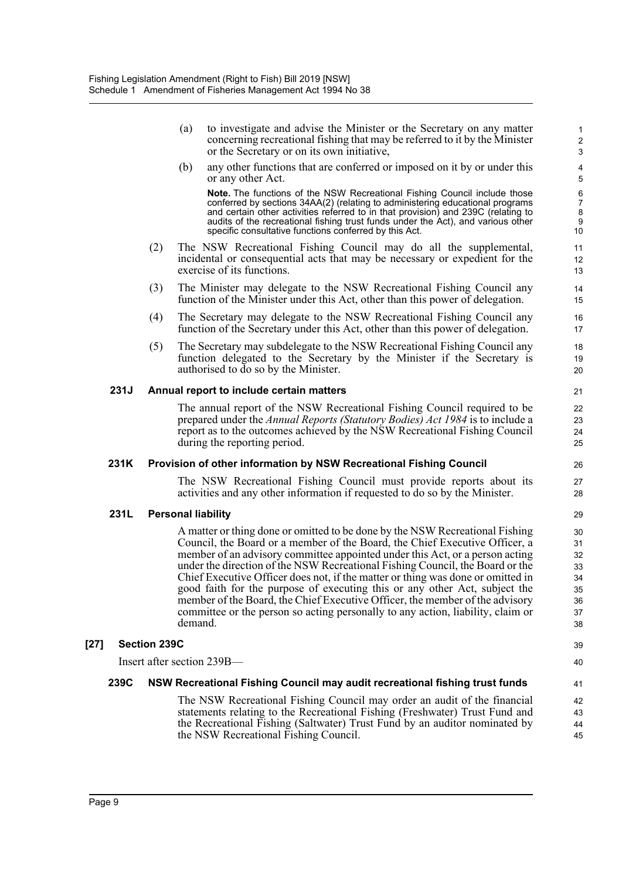(a) to investigate and advise the Minister or the Secretary on any matter concerning recreational fishing that may be referred to it by the Minister or the Secretary or on its own initiative,

(b) any other functions that are conferred or imposed on it by or under this or any other Act.

**Note.** The functions of the NSW Recreational Fishing Council include those conferred by sections 34AA(2) (relating to administering educational programs and certain other activities referred to in that provision) and 239C (relating to audits of the recreational fishing trust funds under the Act), and various other specific consultative functions conferred by this Act.

(2) The NSW Recreational Fishing Council may do all the supplemental, incidental or consequential acts that may be necessary or expedient for the exercise of its functions.

(3) The Minister may delegate to the NSW Recreational Fishing Council any function of the Minister under this Act, other than this power of delegation.

(4) The Secretary may delegate to the NSW Recreational Fishing Council any function of the Secretary under this Act, other than this power of delegation.

(5) The Secretary may subdelegate to the NSW Recreational Fishing Council any function delegated to the Secretary by the Minister if the Secretary is authorised to do so by the Minister.

### 231J Annual report to include certain matters

The annual report of the NSW Recreational Fishing Council required to be prepared under the *Annual Reports (Statutory Bodies) Act 1984* is to include a report as to the outcomes achieved by the NSW Recreational Fishing Council during the reporting period.

### 231K Provision of other information by NSW Recreational Fishing Council

The NSW Recreational Fishing Council must provide reports about its activities and any other information if requested to do so by the Minister.

### 231L Personal liability

A matter or thing done or omitted to be done by the NSW Recreational Fishing Council, the Board or a member of the Board, the Chief Executive Officer, a member of an advisory committee appointed under this Act, or a person acting under the direction of the NSW Recreational Fishing Council, the Board or the Chief Executive Officer does not, if the matter or thing was done or omitted in good faith for the purpose of executing this or any other Act, subject the member of the Board, the Chief Executive Officer, the member of the advisory committee or the person so acting personally to any action, liability, claim or demand.

## [27] Section 239C

Insert after section 239B—

### 239C NSW Recreational Fishing Council may audit recreational fishing trust funds

The NSW Recreational Fishing Council may order an audit of the financial statements relating to the Recreational Fishing (Freshwater) Trust Fund and the Recreational Fishing (Saltwater) Trust Fund by an auditor nominated by the NSW Recreational Fishing Council.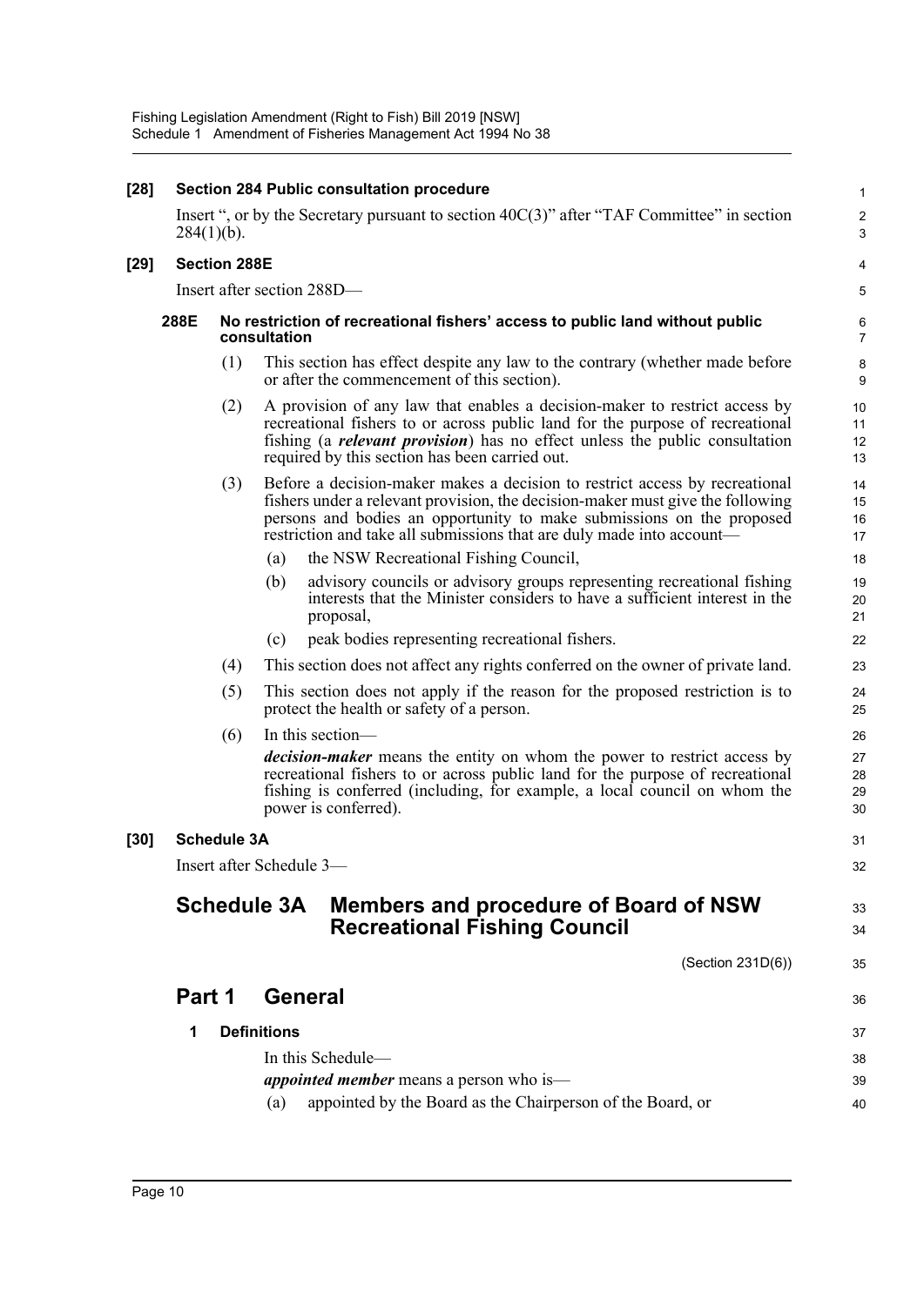**[28] Section 284 Public consultation procedure**

Insert ", or by the Secretary pursuant to section 40C(3)" after "TAF Committee" in section 284(1)(b).

**[29] Section 288E**

Insert after section 288D—

**288E No restriction of recreational fishers' access to public land without public consultation**

(1) This section has effect despite any law to the contrary (whether made before or after the commencement of this section).

(2) A provision of any law that enables a decision-maker to restrict access by recreational fishers to or across public land for the purpose of recreational fishing (a ***relevant provision***) has no effect unless the public consultation required by this section has been carried out.

(3) Before a decision-maker makes a decision to restrict access by recreational fishers under a relevant provision, the decision-maker must give the following persons and bodies an opportunity to make submissions on the proposed restriction and take all submissions that are duly made into account—

(a) the NSW Recreational Fishing Council,

(b) advisory councils or advisory groups representing recreational fishing interests that the Minister considers to have a sufficient interest in the proposal,

(c) peak bodies representing recreational fishers.

(4) This section does not affect any rights conferred on the owner of private land.

(5) This section does not apply if the reason for the proposed restriction is to protect the health or safety of a person.

(6) In this section—

***decision-maker*** means the entity on whom the power to restrict access by recreational fishers to or across public land for the purpose of recreational fishing is conferred (including, for example, a local council on whom the power is conferred).

**[30] Schedule 3A**

Insert after Schedule 3—

# Schedule 3A Members and procedure of Board of NSW Recreational Fishing Council

(Section 231D(6))

## Part 1 General

### 1 Definitions

In this Schedule—

***appointed member*** means a person who is—

(a) appointed by the Board as the Chairperson of the Board, or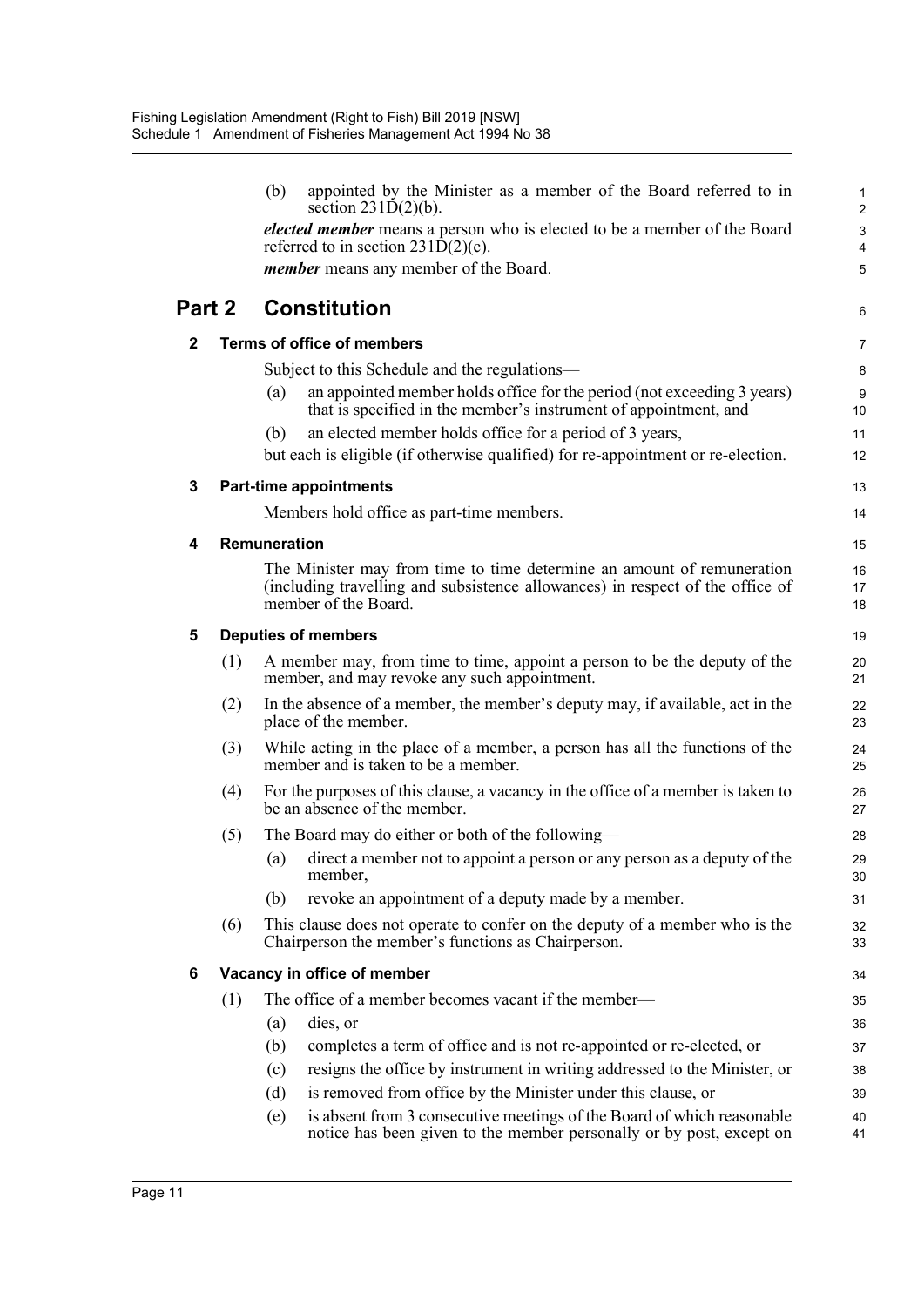(b) appointed by the Minister as a member of the Board referred to in section 231D(2)(b).

***elected member*** means a person who is elected to be a member of the Board referred to in section 231D(2)(c).

***member*** means any member of the Board.

# Part 2 Constitution

## 2 Terms of office of members

Subject to this Schedule and the regulations—

(a) an appointed member holds office for the period (not exceeding 3 years) that is specified in the member's instrument of appointment, and

(b) an elected member holds office for a period of 3 years,

but each is eligible (if otherwise qualified) for re-appointment or re-election.

## 3 Part-time appointments

Members hold office as part-time members.

## 4 Remuneration

The Minister may from time to time determine an amount of remuneration (including travelling and subsistence allowances) in respect of the office of member of the Board.

## 5 Deputies of members

(1) A member may, from time to time, appoint a person to be the deputy of the member, and may revoke any such appointment.

(2) In the absence of a member, the member's deputy may, if available, act in the place of the member.

(3) While acting in the place of a member, a person has all the functions of the member and is taken to be a member.

(4) For the purposes of this clause, a vacancy in the office of a member is taken to be an absence of the member.

(5) The Board may do either or both of the following—

(a) direct a member not to appoint a person or any person as a deputy of the member,

(b) revoke an appointment of a deputy made by a member.

(6) This clause does not operate to confer on the deputy of a member who is the Chairperson the member's functions as Chairperson.

## 6 Vacancy in office of member

(1) The office of a member becomes vacant if the member—

(a) dies, or

(b) completes a term of office and is not re-appointed or re-elected, or

(c) resigns the office by instrument in writing addressed to the Minister, or

(d) is removed from office by the Minister under this clause, or

(e) is absent from 3 consecutive meetings of the Board of which reasonable notice has been given to the member personally or by post, except on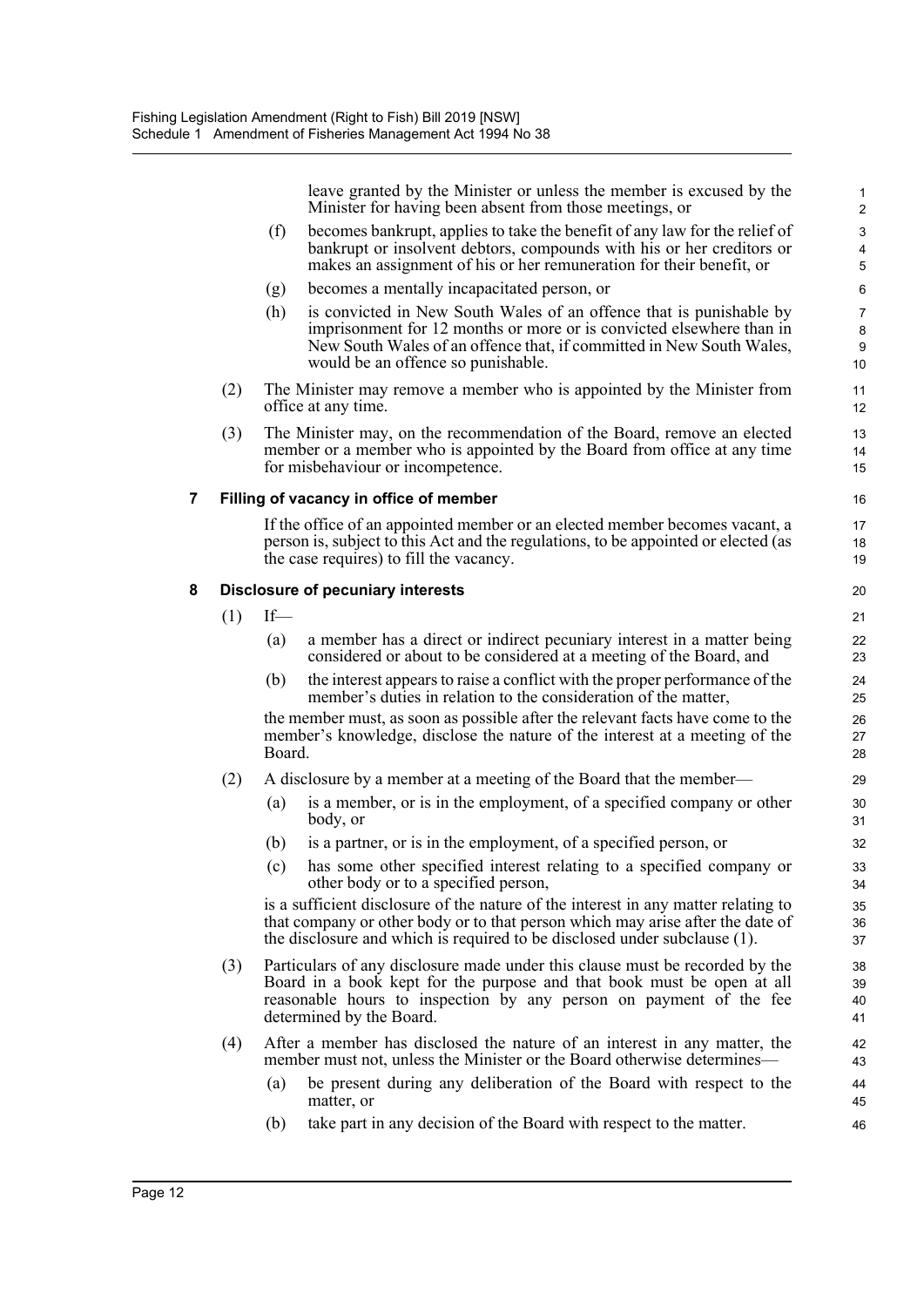leave granted by the Minister or unless the member is excused by the Minister for having been absent from those meetings, or

(f) becomes bankrupt, applies to take the benefit of any law for the relief of bankrupt or insolvent debtors, compounds with his or her creditors or makes an assignment of his or her remuneration for their benefit, or

(g) becomes a mentally incapacitated person, or

(h) is convicted in New South Wales of an offence that is punishable by imprisonment for 12 months or more or is convicted elsewhere than in New South Wales of an offence that, if committed in New South Wales, would be an offence so punishable.

(2) The Minister may remove a member who is appointed by the Minister from office at any time.

(3) The Minister may, on the recommendation of the Board, remove an elected member or a member who is appointed by the Board from office at any time for misbehaviour or incompetence.

### 7 Filling of vacancy in office of member

If the office of an appointed member or an elected member becomes vacant, a person is, subject to this Act and the regulations, to be appointed or elected (as the case requires) to fill the vacancy.

### 8 Disclosure of pecuniary interests

(1) If—

(a) a member has a direct or indirect pecuniary interest in a matter being considered or about to be considered at a meeting of the Board, and

(b) the interest appears to raise a conflict with the proper performance of the member's duties in relation to the consideration of the matter,

the member must, as soon as possible after the relevant facts have come to the member's knowledge, disclose the nature of the interest at a meeting of the Board.

(2) A disclosure by a member at a meeting of the Board that the member—

(a) is a member, or is in the employment, of a specified company or other body, or

(b) is a partner, or is in the employment, of a specified person, or

(c) has some other specified interest relating to a specified company or other body or to a specified person,

is a sufficient disclosure of the nature of the interest in any matter relating to that company or other body or to that person which may arise after the date of the disclosure and which is required to be disclosed under subclause (1).

(3) Particulars of any disclosure made under this clause must be recorded by the Board in a book kept for the purpose and that book must be open at all reasonable hours to inspection by any person on payment of the fee determined by the Board.

(4) After a member has disclosed the nature of an interest in any matter, the member must not, unless the Minister or the Board otherwise determines—

(a) be present during any deliberation of the Board with respect to the matter, or

(b) take part in any decision of the Board with respect to the matter.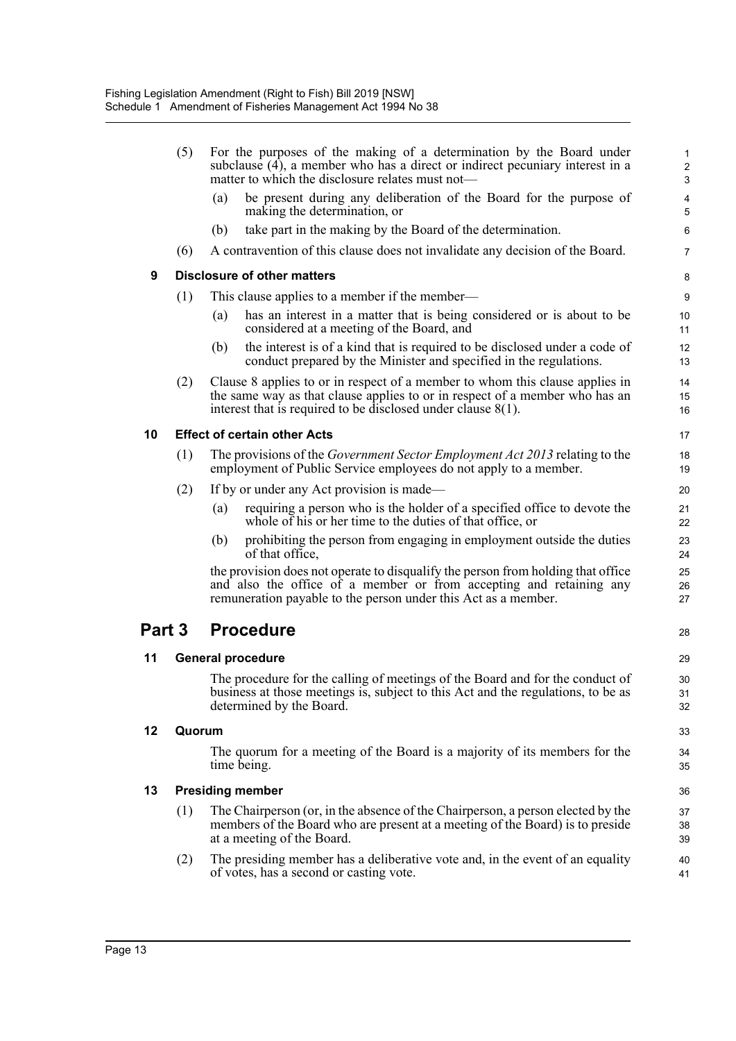(5) For the purposes of the making of a determination by the Board under subclause (4), a member who has a direct or indirect pecuniary interest in a matter to which the disclosure relates must not—

(a) be present during any deliberation of the Board for the purpose of making the determination, or

(b) take part in the making by the Board of the determination.

(6) A contravention of this clause does not invalidate any decision of the Board.

### 9 Disclosure of other matters

(1) This clause applies to a member if the member—

(a) has an interest in a matter that is being considered or is about to be considered at a meeting of the Board, and

(b) the interest is of a kind that is required to be disclosed under a code of conduct prepared by the Minister and specified in the regulations.

(2) Clause 8 applies to or in respect of a member to whom this clause applies in the same way as that clause applies to or in respect of a member who has an interest that is required to be disclosed under clause 8(1).

### 10 Effect of certain other Acts

(1) The provisions of the *Government Sector Employment Act 2013* relating to the employment of Public Service employees do not apply to a member.

(2) If by or under any Act provision is made—

(a) requiring a person who is the holder of a specified office to devote the whole of his or her time to the duties of that office, or

(b) prohibiting the person from engaging in employment outside the duties of that office,

the provision does not operate to disqualify the person from holding that office and also the office of a member or from accepting and retaining any remuneration payable to the person under this Act as a member.

## Part 3 Procedure

### 11 General procedure

The procedure for the calling of meetings of the Board and for the conduct of business at those meetings is, subject to this Act and the regulations, to be as determined by the Board.

### 12 Quorum

The quorum for a meeting of the Board is a majority of its members for the time being.

### 13 Presiding member

(1) The Chairperson (or, in the absence of the Chairperson, a person elected by the members of the Board who are present at a meeting of the Board) is to preside at a meeting of the Board.

(2) The presiding member has a deliberative vote and, in the event of an equality of votes, has a second or casting vote.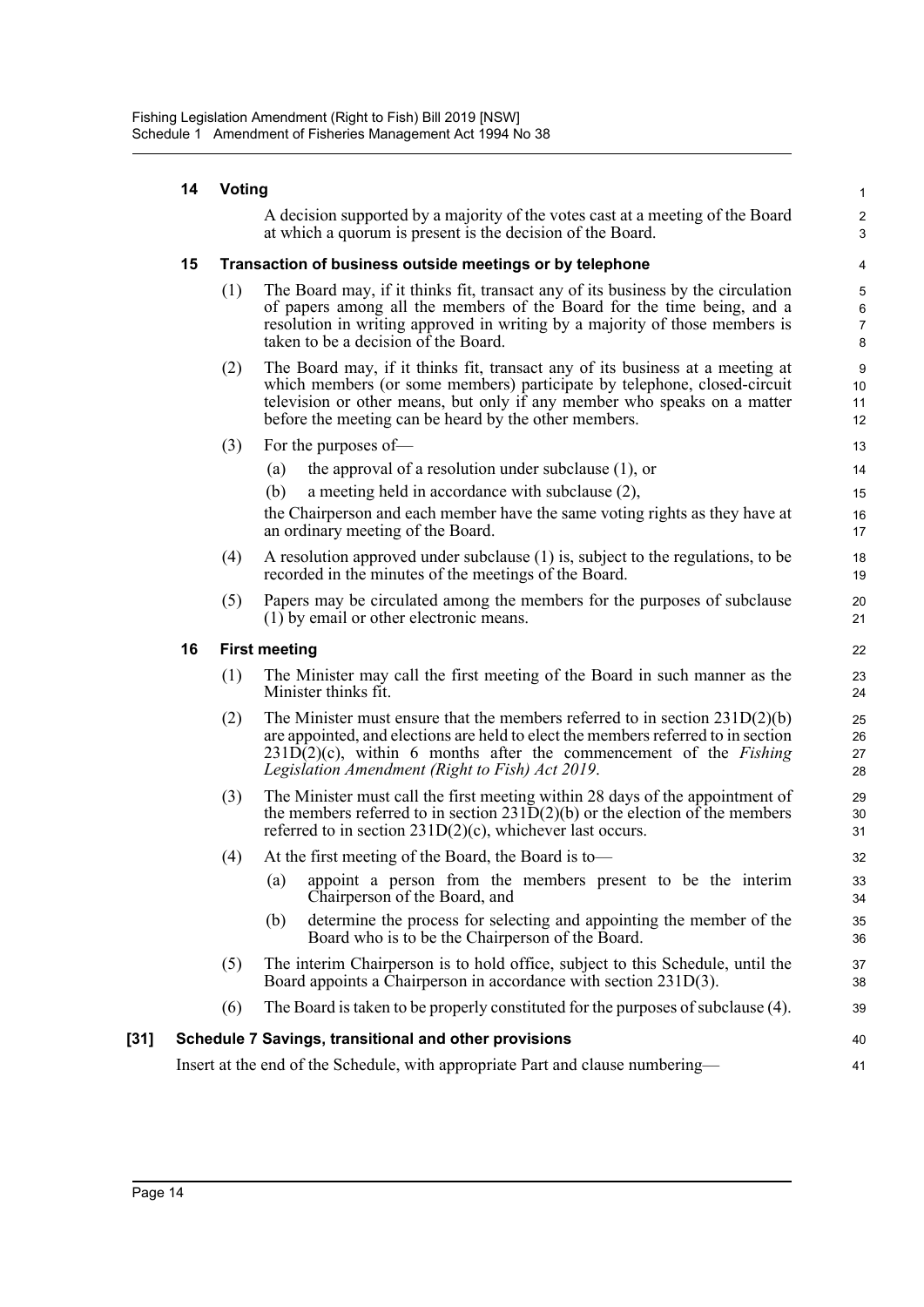**14 Voting**

A decision supported by a majority of the votes cast at a meeting of the Board at which a quorum is present is the decision of the Board.

**15 Transaction of business outside meetings or by telephone**

(1) The Board may, if it thinks fit, transact any of its business by the circulation of papers among all the members of the Board for the time being, and a resolution in writing approved in writing by a majority of those members is taken to be a decision of the Board.

(2) The Board may, if it thinks fit, transact any of its business at a meeting at which members (or some members) participate by telephone, closed-circuit television or other means, but only if any member who speaks on a matter before the meeting can be heard by the other members.

(3) For the purposes of—

(a) the approval of a resolution under subclause (1), or

(b) a meeting held in accordance with subclause (2),

the Chairperson and each member have the same voting rights as they have at an ordinary meeting of the Board.

(4) A resolution approved under subclause (1) is, subject to the regulations, to be recorded in the minutes of the meetings of the Board.

(5) Papers may be circulated among the members for the purposes of subclause (1) by email or other electronic means.

**16 First meeting**

(1) The Minister may call the first meeting of the Board in such manner as the Minister thinks fit.

(2) The Minister must ensure that the members referred to in section 231D(2)(b) are appointed, and elections are held to elect the members referred to in section 231D(2)(c), within 6 months after the commencement of the *Fishing Legislation Amendment (Right to Fish) Act 2019*.

(3) The Minister must call the first meeting within 28 days of the appointment of the members referred to in section 231D(2)(b) or the election of the members referred to in section 231D(2)(c), whichever last occurs.

(4) At the first meeting of the Board, the Board is to—

(a) appoint a person from the members present to be the interim Chairperson of the Board, and

(b) determine the process for selecting and appointing the member of the Board who is to be the Chairperson of the Board.

(5) The interim Chairperson is to hold office, subject to this Schedule, until the Board appoints a Chairperson in accordance with section 231D(3).

(6) The Board is taken to be properly constituted for the purposes of subclause (4).

**[31] Schedule 7 Savings, transitional and other provisions**

Insert at the end of the Schedule, with appropriate Part and clause numbering—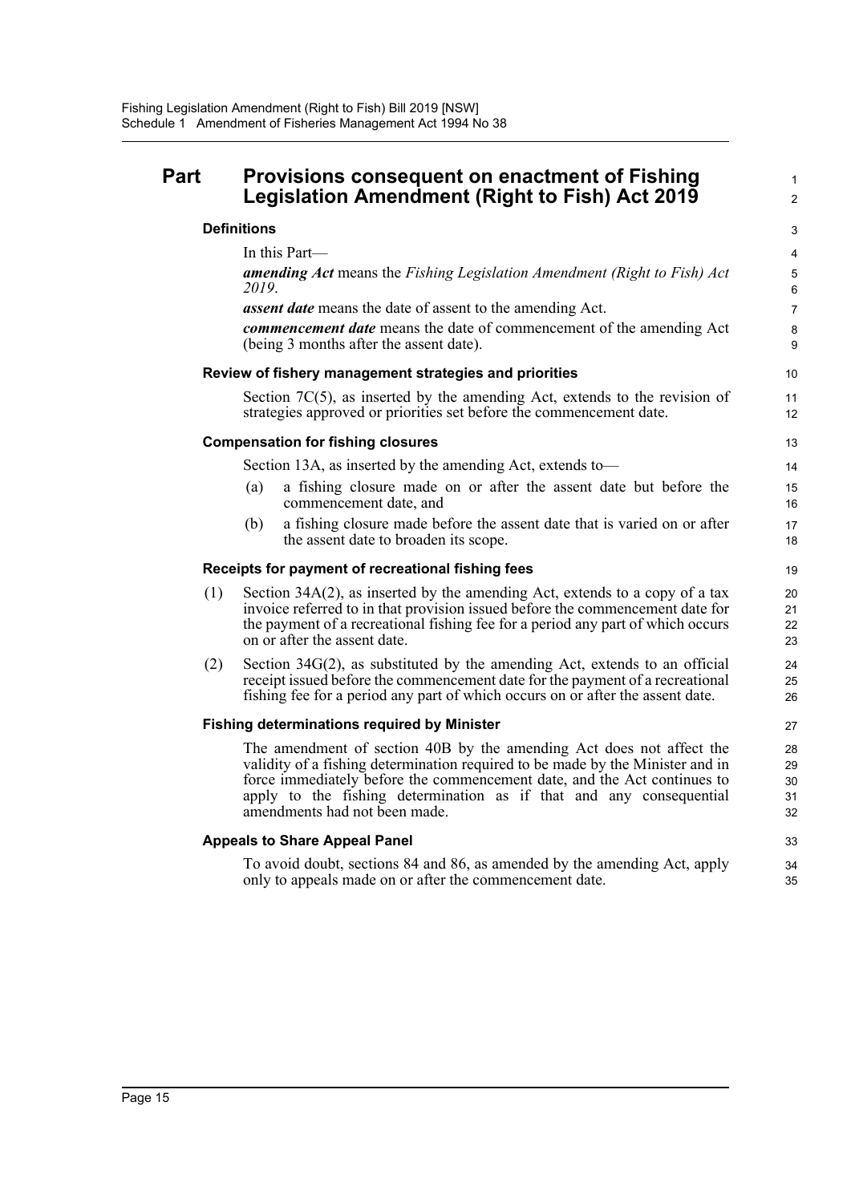## Part Provisions consequent on enactment of Fishing Legislation Amendment (Right to Fish) Act 2019

### Definitions

In this Part—

***amending Act*** means the *Fishing Legislation Amendment (Right to Fish) Act 2019*.

***assent date*** means the date of assent to the amending Act.

***commencement date*** means the date of commencement of the amending Act (being 3 months after the assent date).

### Review of fishery management strategies and priorities

Section 7C(5), as inserted by the amending Act, extends to the revision of strategies approved or priorities set before the commencement date.

### Compensation for fishing closures

Section 13A, as inserted by the amending Act, extends to—

(a) a fishing closure made on or after the assent date but before the commencement date, and

(b) a fishing closure made before the assent date that is varied on or after the assent date to broaden its scope.

### Receipts for payment of recreational fishing fees

(1) Section 34A(2), as inserted by the amending Act, extends to a copy of a tax invoice referred to in that provision issued before the commencement date for the payment of a recreational fishing fee for a period any part of which occurs on or after the assent date.

(2) Section 34G(2), as substituted by the amending Act, extends to an official receipt issued before the commencement date for the payment of a recreational fishing fee for a period any part of which occurs on or after the assent date.

### Fishing determinations required by Minister

The amendment of section 40B by the amending Act does not affect the validity of a fishing determination required to be made by the Minister and in force immediately before the commencement date, and the Act continues to apply to the fishing determination as if that and any consequential amendments had not been made.

### Appeals to Share Appeal Panel

To avoid doubt, sections 84 and 86, as amended by the amending Act, apply only to appeals made on or after the commencement date.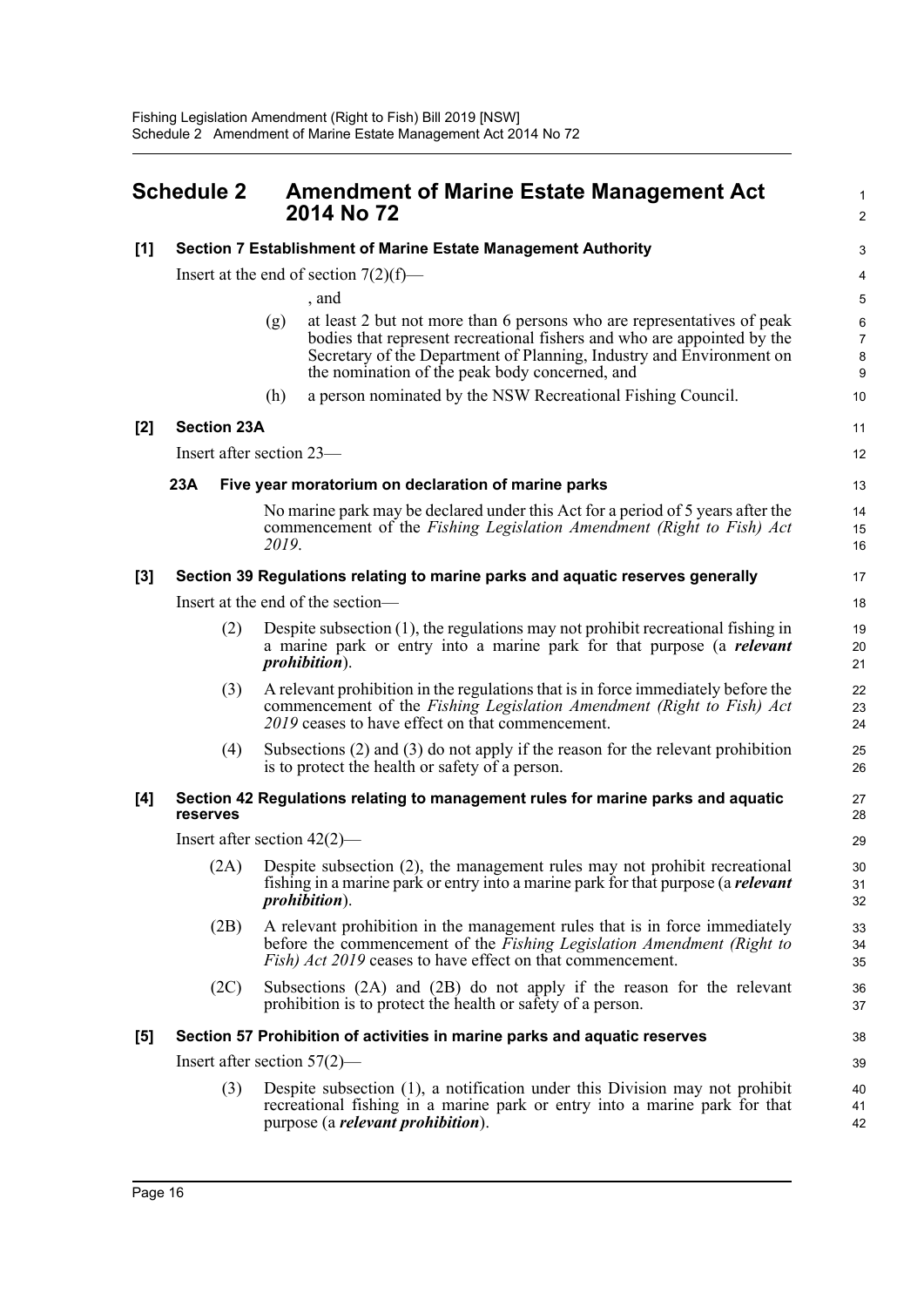# Schedule 2 Amendment of Marine Estate Management Act 2014 No 72

**[1] Section 7 Establishment of Marine Estate Management Authority**

Insert at the end of section 7(2)(f)—

, and

(g) at least 2 but not more than 6 persons who are representatives of peak bodies that represent recreational fishers and who are appointed by the Secretary of the Department of Planning, Industry and Environment on the nomination of the peak body concerned, and

(h) a person nominated by the NSW Recreational Fishing Council.

**[2] Section 23A**

Insert after section 23—

**23A Five year moratorium on declaration of marine parks**

No marine park may be declared under this Act for a period of 5 years after the commencement of the *Fishing Legislation Amendment (Right to Fish) Act 2019*.

**[3] Section 39 Regulations relating to marine parks and aquatic reserves generally**

Insert at the end of the section—

(2) Despite subsection (1), the regulations may not prohibit recreational fishing in a marine park or entry into a marine park for that purpose (a ***relevant prohibition***).

(3) A relevant prohibition in the regulations that is in force immediately before the commencement of the *Fishing Legislation Amendment (Right to Fish) Act 2019* ceases to have effect on that commencement.

(4) Subsections (2) and (3) do not apply if the reason for the relevant prohibition is to protect the health or safety of a person.

**[4] Section 42 Regulations relating to management rules for marine parks and aquatic reserves**

Insert after section 42(2)—

(2A) Despite subsection (2), the management rules may not prohibit recreational fishing in a marine park or entry into a marine park for that purpose (a ***relevant prohibition***).

(2B) A relevant prohibition in the management rules that is in force immediately before the commencement of the *Fishing Legislation Amendment (Right to Fish) Act 2019* ceases to have effect on that commencement.

(2C) Subsections (2A) and (2B) do not apply if the reason for the relevant prohibition is to protect the health or safety of a person.

**[5] Section 57 Prohibition of activities in marine parks and aquatic reserves**

Insert after section 57(2)—

(3) Despite subsection (1), a notification under this Division may not prohibit recreational fishing in a marine park or entry into a marine park for that purpose (a ***relevant prohibition***).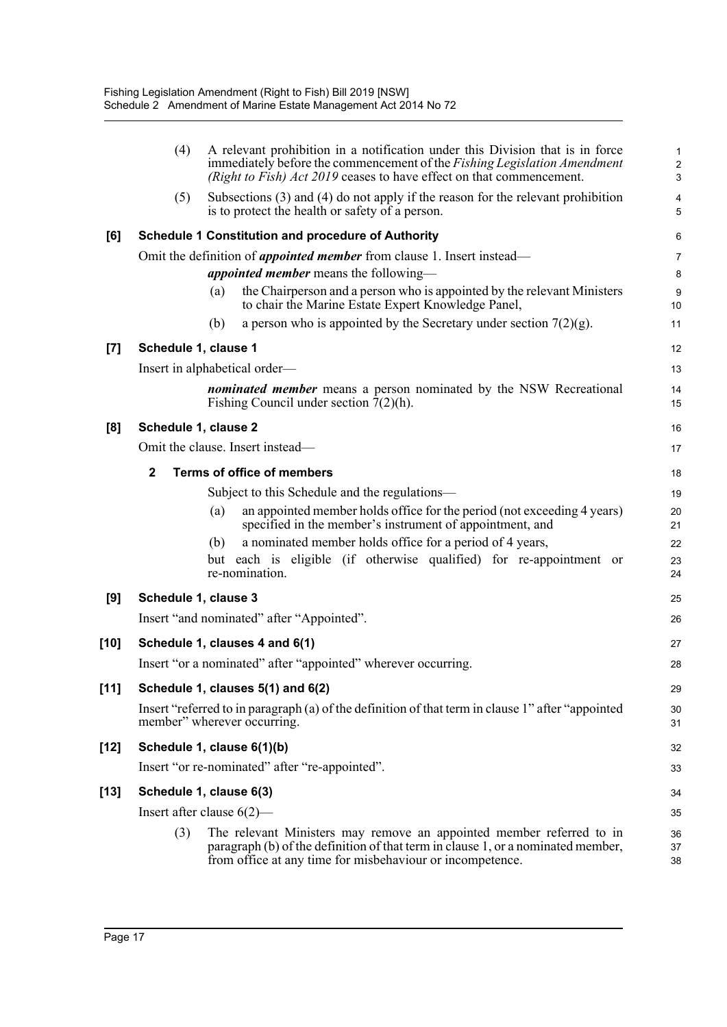(4) A relevant prohibition in a notification under this Division that is in force immediately before the commencement of the *Fishing Legislation Amendment (Right to Fish) Act 2019* ceases to have effect on that commencement.

(5) Subsections (3) and (4) do not apply if the reason for the relevant prohibition is to protect the health or safety of a person.

**[6] Schedule 1 Constitution and procedure of Authority**

Omit the definition of ***appointed member*** from clause 1. Insert instead—

***appointed member*** means the following—

(a) the Chairperson and a person who is appointed by the relevant Ministers to chair the Marine Estate Expert Knowledge Panel,

(b) a person who is appointed by the Secretary under section 7(2)(g).

**[7] Schedule 1, clause 1**

Insert in alphabetical order—

***nominated member*** means a person nominated by the NSW Recreational Fishing Council under section 7(2)(h).

**[8] Schedule 1, clause 2**

Omit the clause. Insert instead—

**2 Terms of office of members**

Subject to this Schedule and the regulations—

(a) an appointed member holds office for the period (not exceeding 4 years) specified in the member's instrument of appointment, and

(b) a nominated member holds office for a period of 4 years,

but each is eligible (if otherwise qualified) for re-appointment or re-nomination.

**[9] Schedule 1, clause 3**

Insert "and nominated" after "Appointed".

**[10] Schedule 1, clauses 4 and 6(1)**

Insert "or a nominated" after "appointed" wherever occurring.

**[11] Schedule 1, clauses 5(1) and 6(2)**

Insert "referred to in paragraph (a) of the definition of that term in clause 1" after "appointed member" wherever occurring.

**[12] Schedule 1, clause 6(1)(b)**

Insert "or re-nominated" after "re-appointed".

**[13] Schedule 1, clause 6(3)**

Insert after clause 6(2)—

(3) The relevant Ministers may remove an appointed member referred to in paragraph (b) of the definition of that term in clause 1, or a nominated member, from office at any time for misbehaviour or incompetence.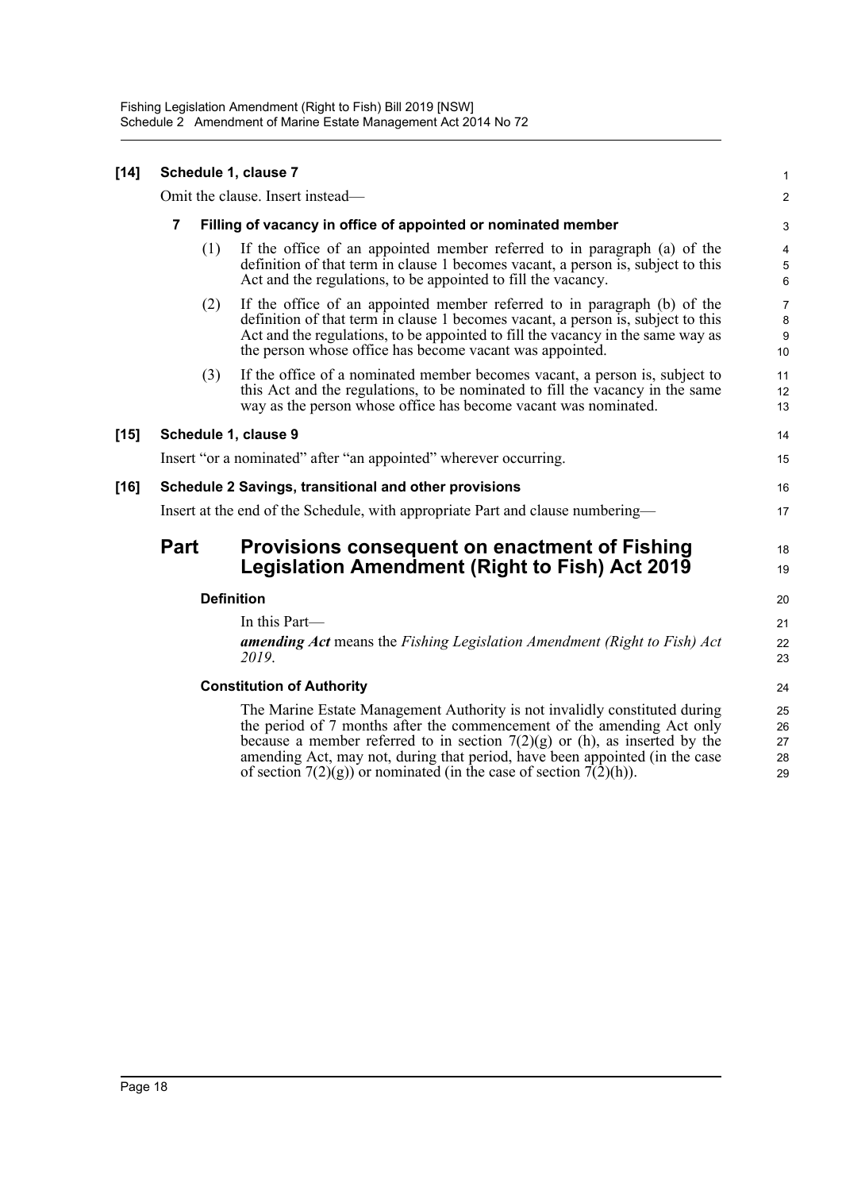**[14] Schedule 1, clause 7**

Omit the clause. Insert instead—

**7 Filling of vacancy in office of appointed or nominated member**

(1) If the office of an appointed member referred to in paragraph (a) of the definition of that term in clause 1 becomes vacant, a person is, subject to this Act and the regulations, to be appointed to fill the vacancy.

(2) If the office of an appointed member referred to in paragraph (b) of the definition of that term in clause 1 becomes vacant, a person is, subject to this Act and the regulations, to be appointed to fill the vacancy in the same way as the person whose office has become vacant was appointed.

(3) If the office of a nominated member becomes vacant, a person is, subject to this Act and the regulations, to be nominated to fill the vacancy in the same way as the person whose office has become vacant was nominated.

**[15] Schedule 1, clause 9**

Insert "or a nominated" after "an appointed" wherever occurring.

**[16] Schedule 2 Savings, transitional and other provisions**

Insert at the end of the Schedule, with appropriate Part and clause numbering—

## Part Provisions consequent on enactment of Fishing Legislation Amendment (Right to Fish) Act 2019

**Definition**

In this Part—

***amending Act*** means the *Fishing Legislation Amendment (Right to Fish) Act 2019*.

**Constitution of Authority**

The Marine Estate Management Authority is not invalidly constituted during the period of 7 months after the commencement of the amending Act only because a member referred to in section 7(2)(g) or (h), as inserted by the amending Act, may not, during that period, have been appointed (in the case of section 7(2)(g)) or nominated (in the case of section 7(2)(h)).